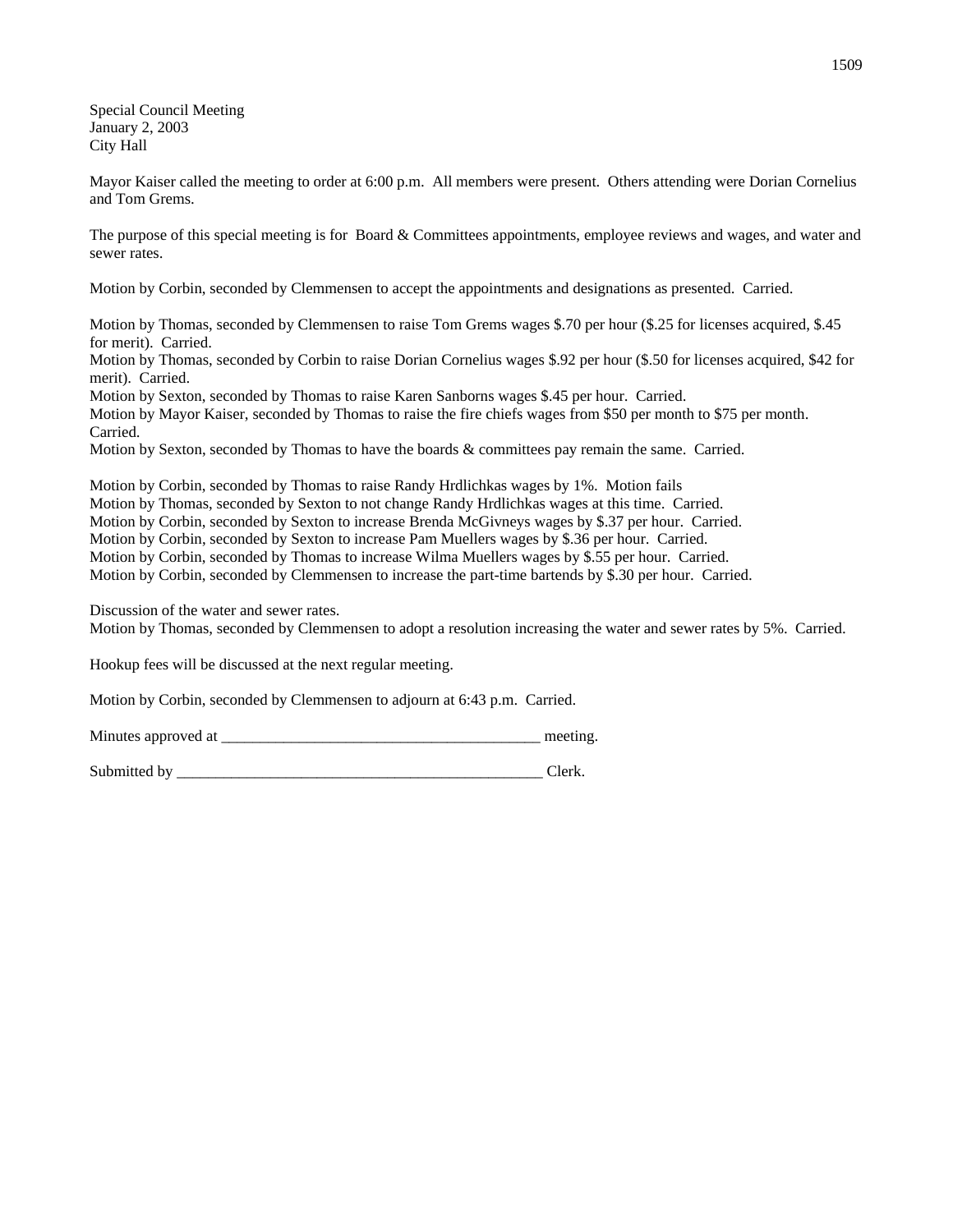Special Council Meeting
January 2, 2003
City Hall

Mayor Kaiser called the meeting to order at 6:00 p.m. All members were present. Others attending were Dorian Cornelius and Tom Grems.

The purpose of this special meeting is for Board & Committees appointments, employee reviews and wages, and water and sewer rates.

Motion by Corbin, seconded by Clemmensen to accept the appointments and designations as presented. Carried.

Motion by Thomas, seconded by Clemmensen to raise Tom Grems wages $.70 per hour ($.25 for licenses acquired, $.45 for merit). Carried.
Motion by Thomas, seconded by Corbin to raise Dorian Cornelius wages $.92 per hour ($.50 for licenses acquired, $42 for merit). Carried.
Motion by Sexton, seconded by Thomas to raise Karen Sanborns wages $.45 per hour. Carried.
Motion by Mayor Kaiser, seconded by Thomas to raise the fire chiefs wages from $50 per month to $75 per month. Carried.
Motion by Sexton, seconded by Thomas to have the boards & committees pay remain the same. Carried.

Motion by Corbin, seconded by Thomas to raise Randy Hrdlichkas wages by 1%. Motion fails
Motion by Thomas, seconded by Sexton to not change Randy Hrdlichkas wages at this time. Carried.
Motion by Corbin, seconded by Sexton to increase Brenda McGivneys wages by $.37 per hour. Carried.
Motion by Corbin, seconded by Sexton to increase Pam Muellers wages by $.36 per hour. Carried.
Motion by Corbin, seconded by Thomas to increase Wilma Muellers wages by $.55 per hour. Carried.
Motion by Corbin, seconded by Clemmensen to increase the part-time bartends by $.30 per hour. Carried.

Discussion of the water and sewer rates.
Motion by Thomas, seconded by Clemmensen to adopt a resolution increasing the water and sewer rates by 5%. Carried.

Hookup fees will be discussed at the next regular meeting.

Motion by Corbin, seconded by Clemmensen to adjourn at 6:43 p.m. Carried.

Minutes approved at ________________________________________ meeting.

Submitted by ________________________________________________ Clerk.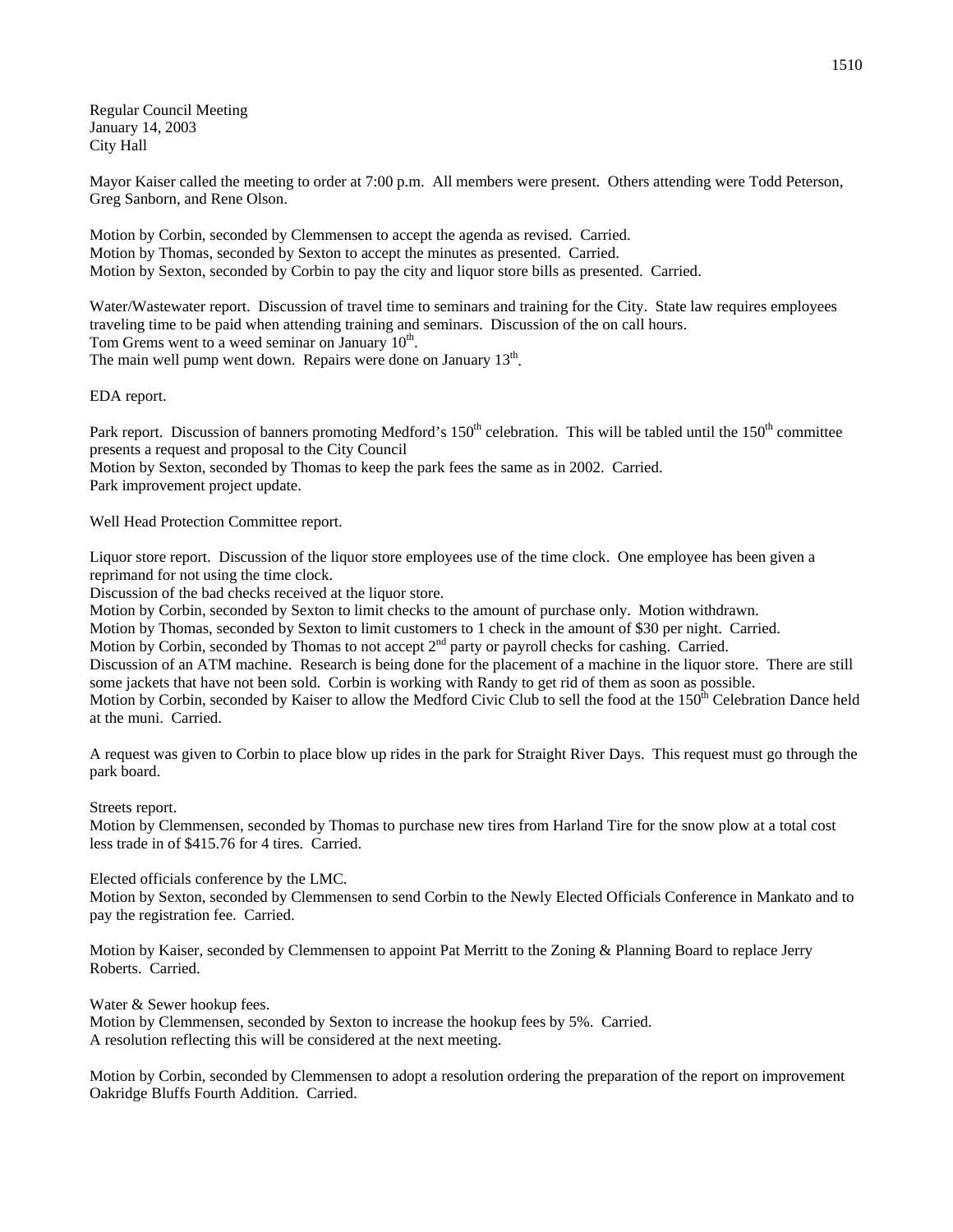Regular Council Meeting
January 14, 2003
City Hall

Mayor Kaiser called the meeting to order at 7:00 p.m. All members were present. Others attending were Todd Peterson, Greg Sanborn, and Rene Olson.

Motion by Corbin, seconded by Clemmensen to accept the agenda as revised. Carried.
Motion by Thomas, seconded by Sexton to accept the minutes as presented. Carried.
Motion by Sexton, seconded by Corbin to pay the city and liquor store bills as presented. Carried.

Water/Wastewater report. Discussion of travel time to seminars and training for the City. State law requires employees traveling time to be paid when attending training and seminars. Discussion of the on call hours.
Tom Grems went to a weed seminar on January 10th.
The main well pump went down. Repairs were done on January 13th.

EDA report.

Park report. Discussion of banners promoting Medford's 150th celebration. This will be tabled until the 150th committee presents a request and proposal to the City Council
Motion by Sexton, seconded by Thomas to keep the park fees the same as in 2002. Carried.
Park improvement project update.

Well Head Protection Committee report.

Liquor store report. Discussion of the liquor store employees use of the time clock. One employee has been given a reprimand for not using the time clock.
Discussion of the bad checks received at the liquor store.
Motion by Corbin, seconded by Sexton to limit checks to the amount of purchase only. Motion withdrawn.
Motion by Thomas, seconded by Sexton to limit customers to 1 check in the amount of $30 per night. Carried.
Motion by Corbin, seconded by Thomas to not accept 2nd party or payroll checks for cashing. Carried.
Discussion of an ATM machine. Research is being done for the placement of a machine in the liquor store. There are still some jackets that have not been sold. Corbin is working with Randy to get rid of them as soon as possible.
Motion by Corbin, seconded by Kaiser to allow the Medford Civic Club to sell the food at the 150th Celebration Dance held at the muni. Carried.

A request was given to Corbin to place blow up rides in the park for Straight River Days. This request must go through the park board.

Streets report.
Motion by Clemmensen, seconded by Thomas to purchase new tires from Harland Tire for the snow plow at a total cost less trade in of $415.76 for 4 tires. Carried.

Elected officials conference by the LMC.
Motion by Sexton, seconded by Clemmensen to send Corbin to the Newly Elected Officials Conference in Mankato and to pay the registration fee. Carried.

Motion by Kaiser, seconded by Clemmensen to appoint Pat Merritt to the Zoning & Planning Board to replace Jerry Roberts. Carried.

Water & Sewer hookup fees.
Motion by Clemmensen, seconded by Sexton to increase the hookup fees by 5%. Carried.
A resolution reflecting this will be considered at the next meeting.

Motion by Corbin, seconded by Clemmensen to adopt a resolution ordering the preparation of the report on improvement Oakridge Bluffs Fourth Addition. Carried.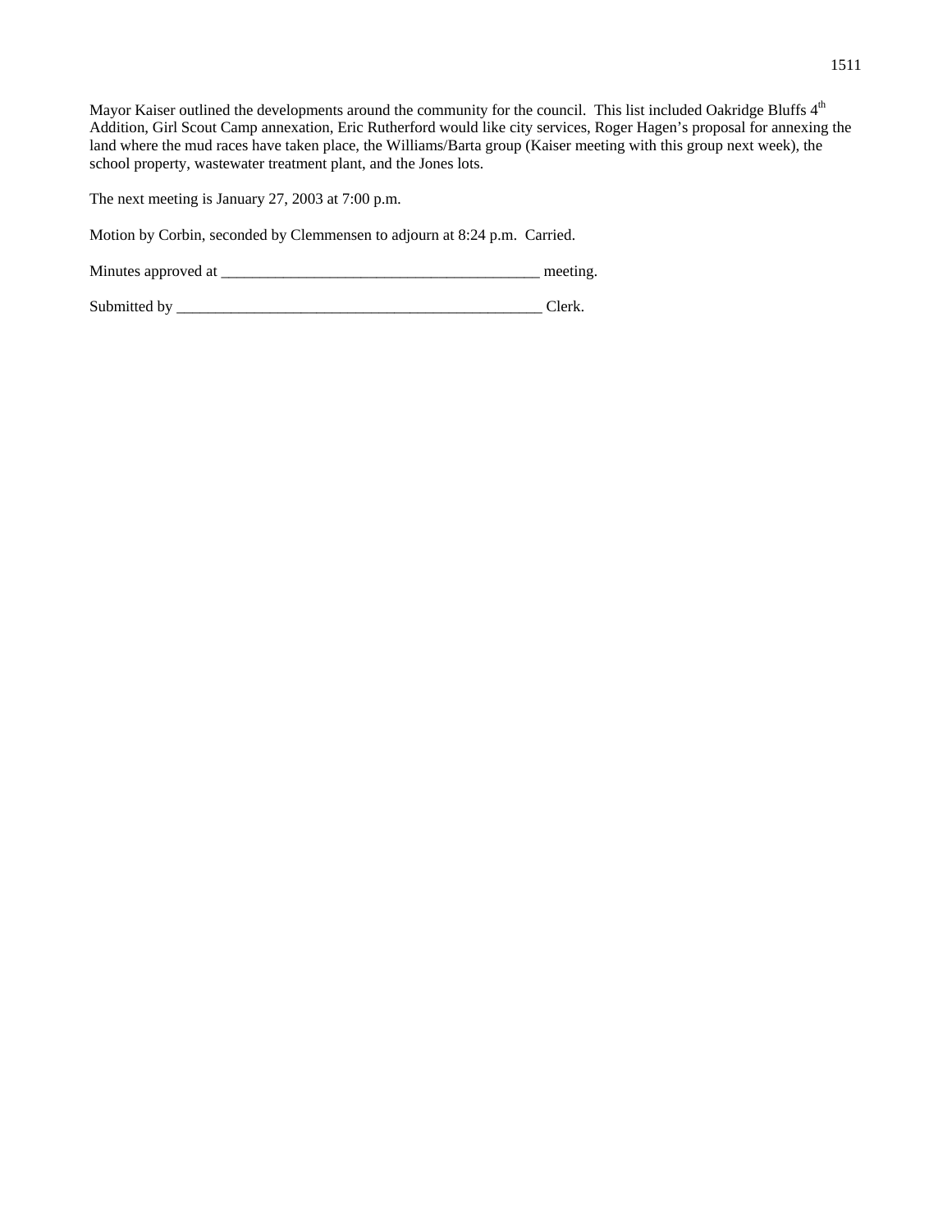Mayor Kaiser outlined the developments around the community for the council. This list included Oakridge Bluffs 4th Addition, Girl Scout Camp annexation, Eric Rutherford would like city services, Roger Hagen's proposal for annexing the land where the mud races have taken place, the Williams/Barta group (Kaiser meeting with this group next week), the school property, wastewater treatment plant, and the Jones lots.

The next meeting is January 27, 2003 at 7:00 p.m.

Motion by Corbin, seconded by Clemmensen to adjourn at 8:24 p.m. Carried.

Minutes approved at _________________________________________ meeting.

Submitted by _________________________________________________ Clerk.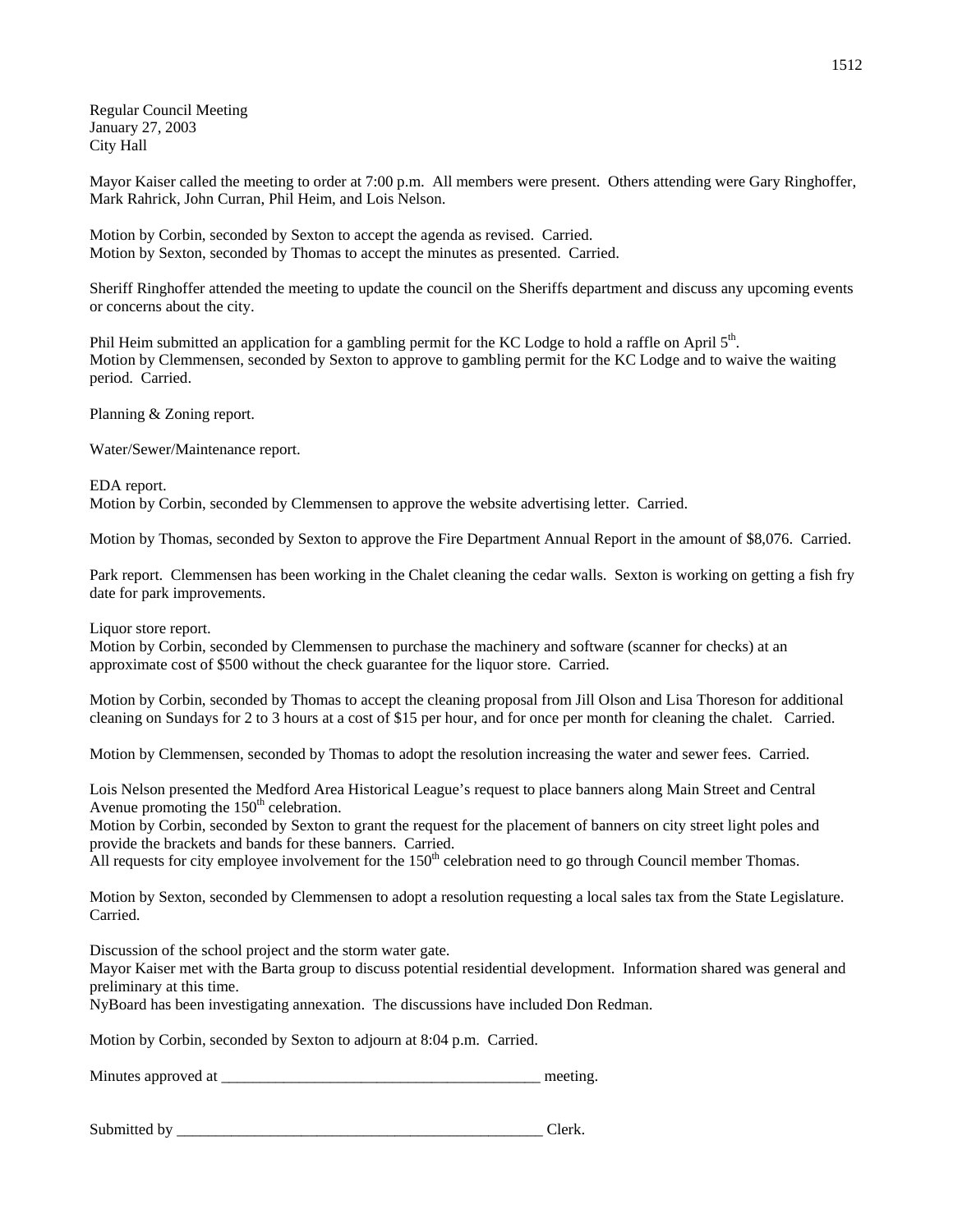Regular Council Meeting
January 27, 2003
City Hall

Mayor Kaiser called the meeting to order at 7:00 p.m. All members were present. Others attending were Gary Ringhoffer, Mark Rahrick, John Curran, Phil Heim, and Lois Nelson.

Motion by Corbin, seconded by Sexton to accept the agenda as revised. Carried.
Motion by Sexton, seconded by Thomas to accept the minutes as presented. Carried.

Sheriff Ringhoffer attended the meeting to update the council on the Sheriffs department and discuss any upcoming events or concerns about the city.

Phil Heim submitted an application for a gambling permit for the KC Lodge to hold a raffle on April 5th.
Motion by Clemmensen, seconded by Sexton to approve to gambling permit for the KC Lodge and to waive the waiting period. Carried.

Planning & Zoning report.

Water/Sewer/Maintenance report.

EDA report.
Motion by Corbin, seconded by Clemmensen to approve the website advertising letter. Carried.

Motion by Thomas, seconded by Sexton to approve the Fire Department Annual Report in the amount of $8,076. Carried.

Park report. Clemmensen has been working in the Chalet cleaning the cedar walls. Sexton is working on getting a fish fry date for park improvements.

Liquor store report.
Motion by Corbin, seconded by Clemmensen to purchase the machinery and software (scanner for checks) at an approximate cost of $500 without the check guarantee for the liquor store. Carried.

Motion by Corbin, seconded by Thomas to accept the cleaning proposal from Jill Olson and Lisa Thoreson for additional cleaning on Sundays for 2 to 3 hours at a cost of $15 per hour, and for once per month for cleaning the chalet. Carried.

Motion by Clemmensen, seconded by Thomas to adopt the resolution increasing the water and sewer fees. Carried.

Lois Nelson presented the Medford Area Historical League's request to place banners along Main Street and Central Avenue promoting the 150th celebration.
Motion by Corbin, seconded by Sexton to grant the request for the placement of banners on city street light poles and provide the brackets and bands for these banners. Carried.
All requests for city employee involvement for the 150th celebration need to go through Council member Thomas.

Motion by Sexton, seconded by Clemmensen to adopt a resolution requesting a local sales tax from the State Legislature. Carried.

Discussion of the school project and the storm water gate.
Mayor Kaiser met with the Barta group to discuss potential residential development. Information shared was general and preliminary at this time.
NyBoard has been investigating annexation. The discussions have included Don Redman.

Motion by Corbin, seconded by Sexton to adjourn at 8:04 p.m. Carried.

Minutes approved at __________________________________________ meeting.

Submitted by _________________________________________________ Clerk.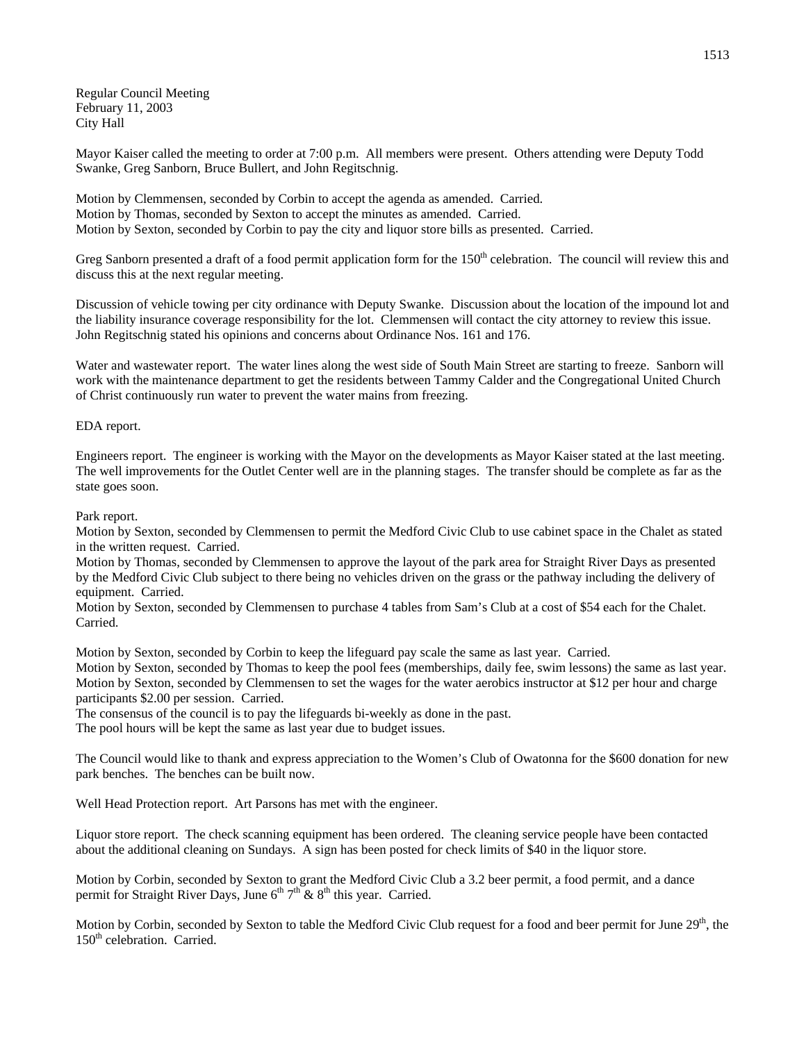Regular Council Meeting
February 11, 2003
City Hall

Mayor Kaiser called the meeting to order at 7:00 p.m. All members were present. Others attending were Deputy Todd Swanke, Greg Sanborn, Bruce Bullert, and John Regitschnig.

Motion by Clemmensen, seconded by Corbin to accept the agenda as amended. Carried.
Motion by Thomas, seconded by Sexton to accept the minutes as amended. Carried.
Motion by Sexton, seconded by Corbin to pay the city and liquor store bills as presented. Carried.

Greg Sanborn presented a draft of a food permit application form for the 150th celebration. The council will review this and discuss this at the next regular meeting.

Discussion of vehicle towing per city ordinance with Deputy Swanke. Discussion about the location of the impound lot and the liability insurance coverage responsibility for the lot. Clemmensen will contact the city attorney to review this issue. John Regitschnig stated his opinions and concerns about Ordinance Nos. 161 and 176.

Water and wastewater report. The water lines along the west side of South Main Street are starting to freeze. Sanborn will work with the maintenance department to get the residents between Tammy Calder and the Congregational United Church of Christ continuously run water to prevent the water mains from freezing.

EDA report.

Engineers report. The engineer is working with the Mayor on the developments as Mayor Kaiser stated at the last meeting. The well improvements for the Outlet Center well are in the planning stages. The transfer should be complete as far as the state goes soon.

Park report.
Motion by Sexton, seconded by Clemmensen to permit the Medford Civic Club to use cabinet space in the Chalet as stated in the written request. Carried.
Motion by Thomas, seconded by Clemmensen to approve the layout of the park area for Straight River Days as presented by the Medford Civic Club subject to there being no vehicles driven on the grass or the pathway including the delivery of equipment. Carried.
Motion by Sexton, seconded by Clemmensen to purchase 4 tables from Sam's Club at a cost of $54 each for the Chalet. Carried.

Motion by Sexton, seconded by Corbin to keep the lifeguard pay scale the same as last year. Carried.
Motion by Sexton, seconded by Thomas to keep the pool fees (memberships, daily fee, swim lessons) the same as last year.
Motion by Sexton, seconded by Clemmensen to set the wages for the water aerobics instructor at $12 per hour and charge participants $2.00 per session. Carried.
The consensus of the council is to pay the lifeguards bi-weekly as done in the past.
The pool hours will be kept the same as last year due to budget issues.

The Council would like to thank and express appreciation to the Women's Club of Owatonna for the $600 donation for new park benches. The benches can be built now.

Well Head Protection report. Art Parsons has met with the engineer.

Liquor store report. The check scanning equipment has been ordered. The cleaning service people have been contacted about the additional cleaning on Sundays. A sign has been posted for check limits of $40 in the liquor store.

Motion by Corbin, seconded by Sexton to grant the Medford Civic Club a 3.2 beer permit, a food permit, and a dance permit for Straight River Days, June 6th 7th & 8th this year. Carried.

Motion by Corbin, seconded by Sexton to table the Medford Civic Club request for a food and beer permit for June 29th, the 150th celebration. Carried.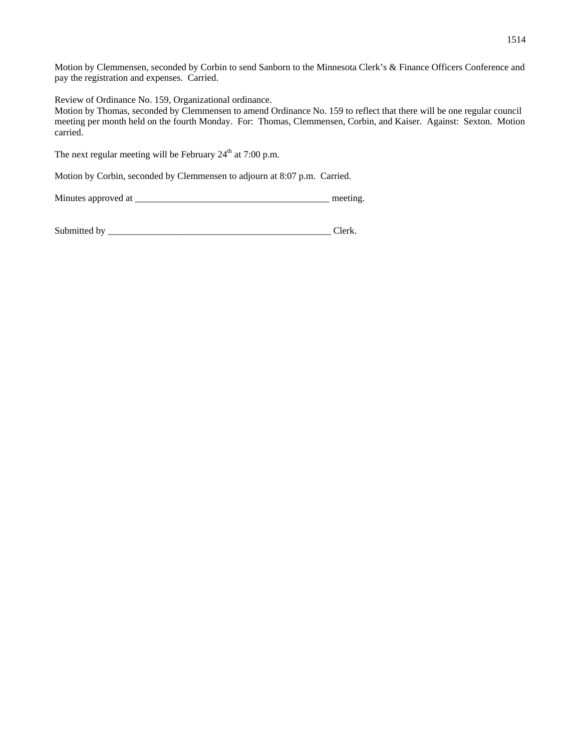Motion by Clemmensen, seconded by Corbin to send Sanborn to the Minnesota Clerk's & Finance Officers Conference and pay the registration and expenses. Carried.

Review of Ordinance No. 159, Organizational ordinance.
Motion by Thomas, seconded by Clemmensen to amend Ordinance No. 159 to reflect that there will be one regular council meeting per month held on the fourth Monday. For: Thomas, Clemmensen, Corbin, and Kaiser. Against: Sexton. Motion carried.

The next regular meeting will be February 24th at 7:00 p.m.

Motion by Corbin, seconded by Clemmensen to adjourn at 8:07 p.m. Carried.

Minutes approved at _________________________________________ meeting.

Submitted by _________________________________________________ Clerk.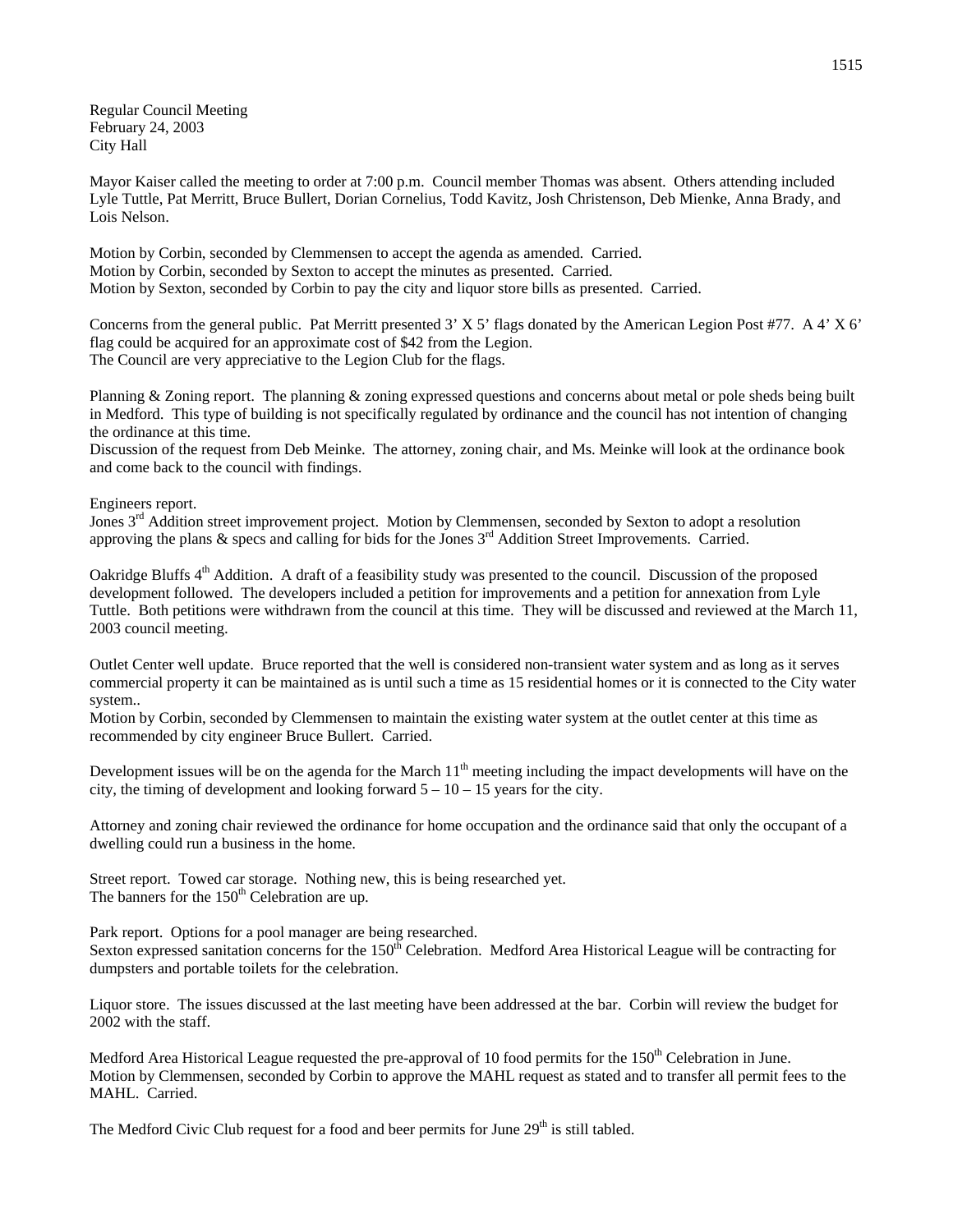Regular Council Meeting
February 24, 2003
City Hall

Mayor Kaiser called the meeting to order at 7:00 p.m. Council member Thomas was absent. Others attending included Lyle Tuttle, Pat Merritt, Bruce Bullert, Dorian Cornelius, Todd Kavitz, Josh Christenson, Deb Mienke, Anna Brady, and Lois Nelson.

Motion by Corbin, seconded by Clemmensen to accept the agenda as amended. Carried.
Motion by Corbin, seconded by Sexton to accept the minutes as presented. Carried.
Motion by Sexton, seconded by Corbin to pay the city and liquor store bills as presented. Carried.

Concerns from the general public. Pat Merritt presented 3' X 5' flags donated by the American Legion Post #77. A 4' X 6' flag could be acquired for an approximate cost of $42 from the Legion.
The Council are very appreciative to the Legion Club for the flags.

Planning & Zoning report. The planning & zoning expressed questions and concerns about metal or pole sheds being built in Medford. This type of building is not specifically regulated by ordinance and the council has not intention of changing the ordinance at this time.
Discussion of the request from Deb Meinke. The attorney, zoning chair, and Ms. Meinke will look at the ordinance book and come back to the council with findings.

Engineers report.
Jones 3rd Addition street improvement project. Motion by Clemmensen, seconded by Sexton to adopt a resolution approving the plans & specs and calling for bids for the Jones 3rd Addition Street Improvements. Carried.

Oakridge Bluffs 4th Addition. A draft of a feasibility study was presented to the council. Discussion of the proposed development followed. The developers included a petition for improvements and a petition for annexation from Lyle Tuttle. Both petitions were withdrawn from the council at this time. They will be discussed and reviewed at the March 11, 2003 council meeting.

Outlet Center well update. Bruce reported that the well is considered non-transient water system and as long as it serves commercial property it can be maintained as is until such a time as 15 residential homes or it is connected to the City water system..
Motion by Corbin, seconded by Clemmensen to maintain the existing water system at the outlet center at this time as recommended by city engineer Bruce Bullert. Carried.

Development issues will be on the agenda for the March 11th meeting including the impact developments will have on the city, the timing of development and looking forward 5 – 10 – 15 years for the city.

Attorney and zoning chair reviewed the ordinance for home occupation and the ordinance said that only the occupant of a dwelling could run a business in the home.

Street report. Towed car storage. Nothing new, this is being researched yet.
The banners for the 150th Celebration are up.

Park report. Options for a pool manager are being researched.
Sexton expressed sanitation concerns for the 150th Celebration. Medford Area Historical League will be contracting for dumpsters and portable toilets for the celebration.

Liquor store. The issues discussed at the last meeting have been addressed at the bar. Corbin will review the budget for 2002 with the staff.

Medford Area Historical League requested the pre-approval of 10 food permits for the 150th Celebration in June.
Motion by Clemmensen, seconded by Corbin to approve the MAHL request as stated and to transfer all permit fees to the MAHL. Carried.

The Medford Civic Club request for a food and beer permits for June 29th is still tabled.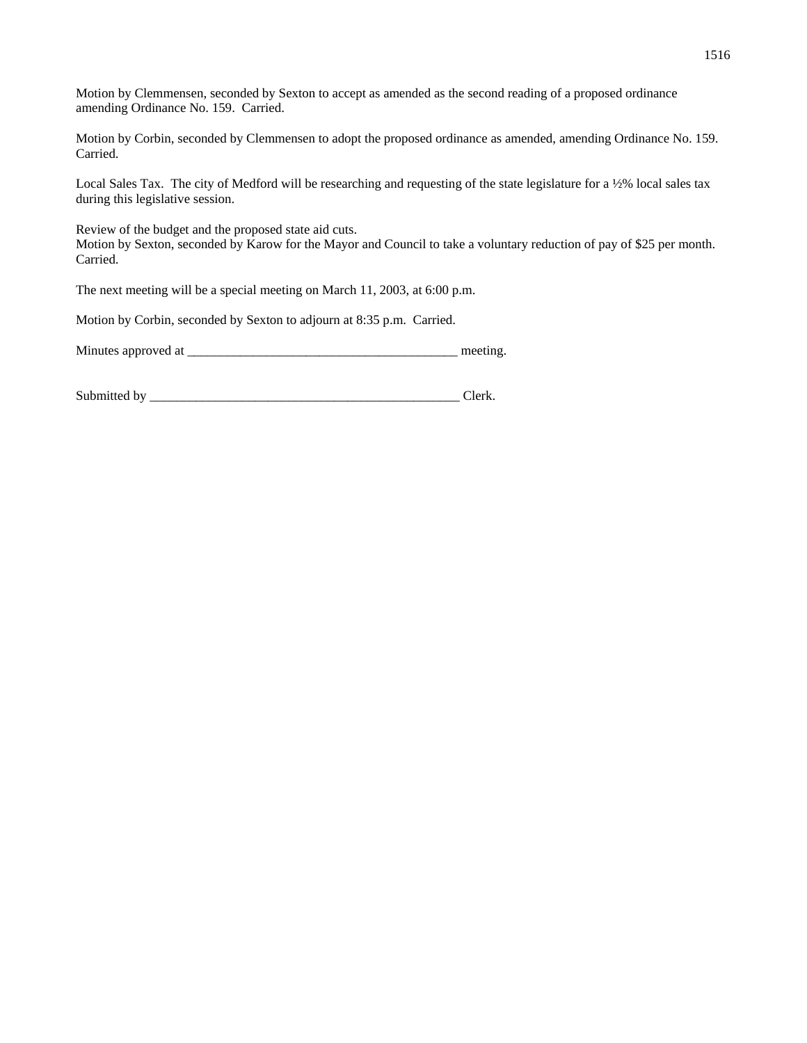Motion by Clemmensen, seconded by Sexton to accept as amended as the second reading of a proposed ordinance amending Ordinance No. 159. Carried.

Motion by Corbin, seconded by Clemmensen to adopt the proposed ordinance as amended, amending Ordinance No. 159. Carried.

Local Sales Tax. The city of Medford will be researching and requesting of the state legislature for a ½% local sales tax during this legislative session.

Review of the budget and the proposed state aid cuts.
Motion by Sexton, seconded by Karow for the Mayor and Council to take a voluntary reduction of pay of $25 per month. Carried.

The next meeting will be a special meeting on March 11, 2003, at 6:00 p.m.

Motion by Corbin, seconded by Sexton to adjourn at 8:35 p.m. Carried.

Minutes approved at __________________________________________ meeting.

Submitted by ___________________________________________________ Clerk.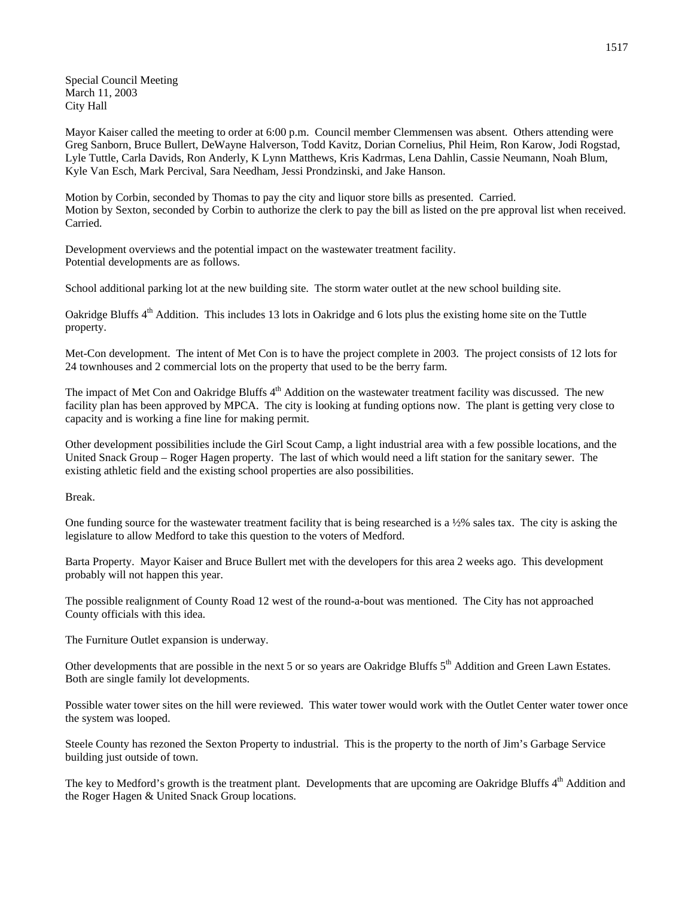Special Council Meeting
March 11, 2003
City Hall

Mayor Kaiser called the meeting to order at 6:00 p.m. Council member Clemmensen was absent. Others attending were Greg Sanborn, Bruce Bullert, DeWayne Halverson, Todd Kavitz, Dorian Cornelius, Phil Heim, Ron Karow, Jodi Rogstad, Lyle Tuttle, Carla Davids, Ron Anderly, K Lynn Matthews, Kris Kadrmas, Lena Dahlin, Cassie Neumann, Noah Blum, Kyle Van Esch, Mark Percival, Sara Needham, Jessi Prondzinski, and Jake Hanson.

Motion by Corbin, seconded by Thomas to pay the city and liquor store bills as presented. Carried.
Motion by Sexton, seconded by Corbin to authorize the clerk to pay the bill as listed on the pre approval list when received. Carried.

Development overviews and the potential impact on the wastewater treatment facility.
Potential developments are as follows.

School additional parking lot at the new building site. The storm water outlet at the new school building site.

Oakridge Bluffs 4th Addition. This includes 13 lots in Oakridge and 6 lots plus the existing home site on the Tuttle property.

Met-Con development. The intent of Met Con is to have the project complete in 2003. The project consists of 12 lots for 24 townhouses and 2 commercial lots on the property that used to be the berry farm.

The impact of Met Con and Oakridge Bluffs 4th Addition on the wastewater treatment facility was discussed. The new facility plan has been approved by MPCA. The city is looking at funding options now. The plant is getting very close to capacity and is working a fine line for making permit.

Other development possibilities include the Girl Scout Camp, a light industrial area with a few possible locations, and the United Snack Group – Roger Hagen property. The last of which would need a lift station for the sanitary sewer. The existing athletic field and the existing school properties are also possibilities.

Break.

One funding source for the wastewater treatment facility that is being researched is a ½% sales tax. The city is asking the legislature to allow Medford to take this question to the voters of Medford.

Barta Property. Mayor Kaiser and Bruce Bullert met with the developers for this area 2 weeks ago. This development probably will not happen this year.

The possible realignment of County Road 12 west of the round-a-bout was mentioned. The City has not approached County officials with this idea.

The Furniture Outlet expansion is underway.

Other developments that are possible in the next 5 or so years are Oakridge Bluffs 5th Addition and Green Lawn Estates. Both are single family lot developments.

Possible water tower sites on the hill were reviewed. This water tower would work with the Outlet Center water tower once the system was looped.

Steele County has rezoned the Sexton Property to industrial. This is the property to the north of Jim's Garbage Service building just outside of town.

The key to Medford's growth is the treatment plant. Developments that are upcoming are Oakridge Bluffs 4th Addition and the Roger Hagen & United Snack Group locations.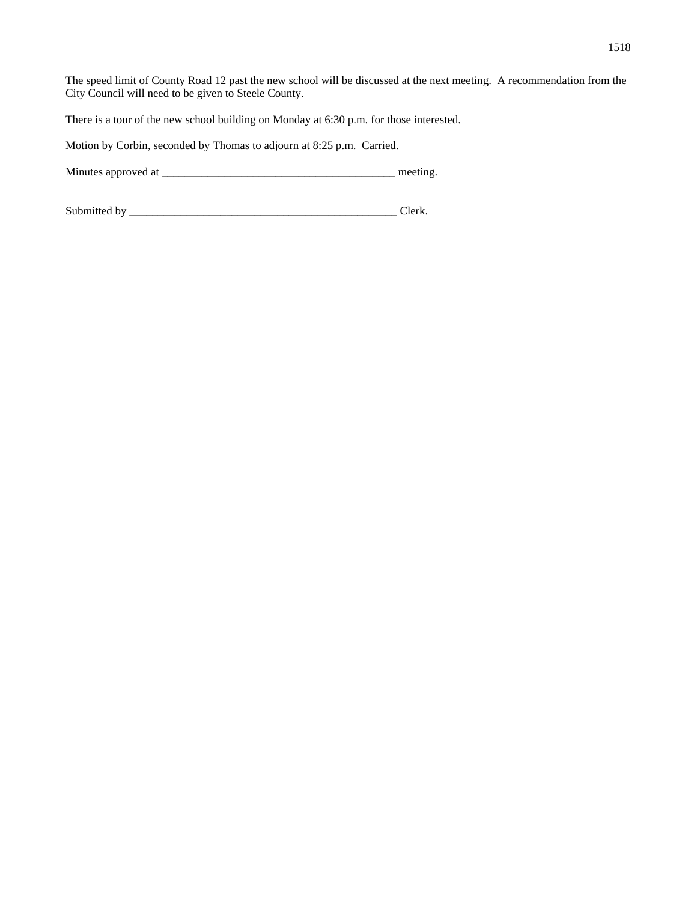The speed limit of County Road 12 past the new school will be discussed at the next meeting. A recommendation from the City Council will need to be given to Steele County.

There is a tour of the new school building on Monday at 6:30 p.m. for those interested.

Motion by Corbin, seconded by Thomas to adjourn at 8:25 p.m. Carried.

Minutes approved at __________________________________________ meeting.

Submitted by _________________________________________________ Clerk.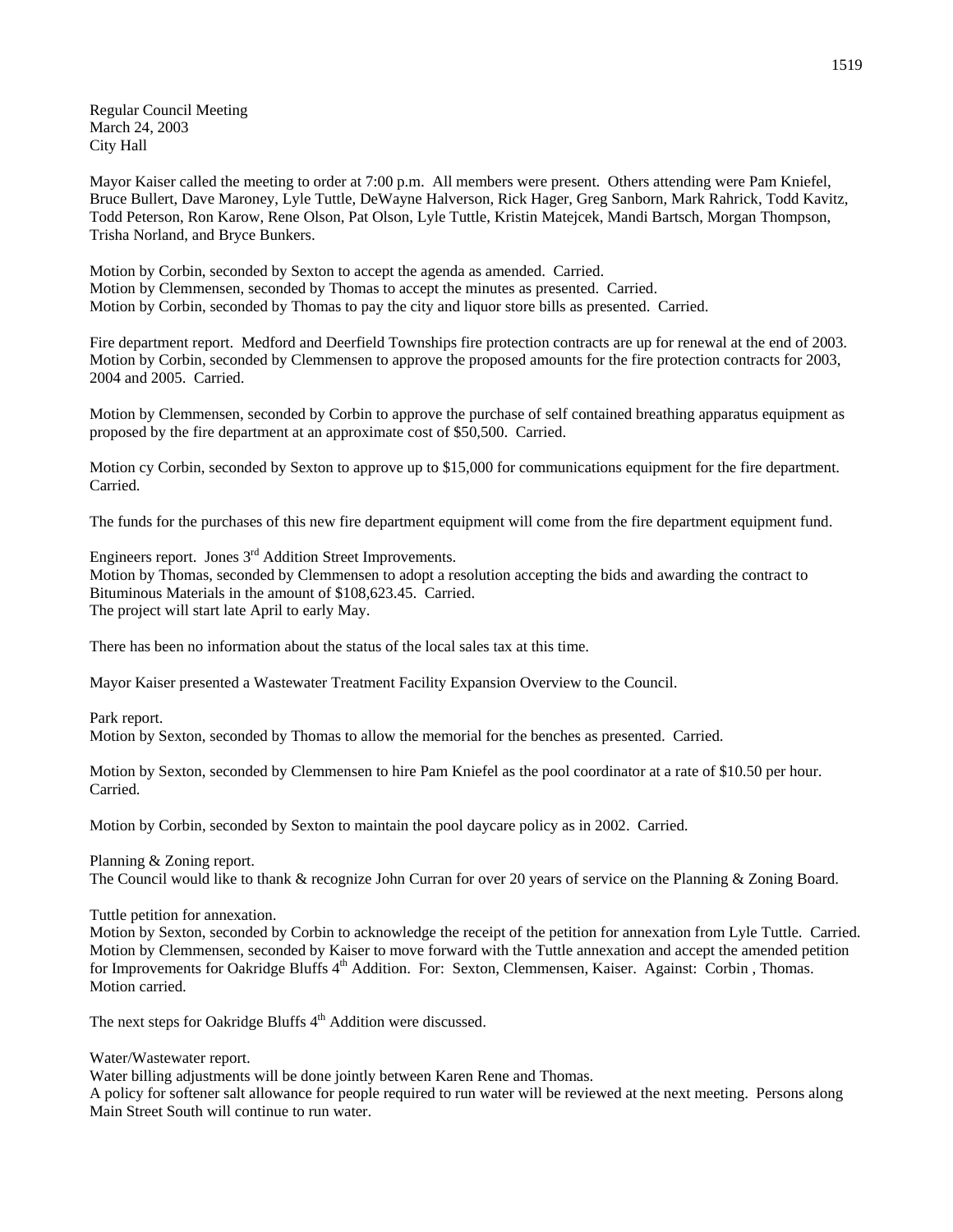Regular Council Meeting
March 24, 2003
City Hall

Mayor Kaiser called the meeting to order at 7:00 p.m. All members were present. Others attending were Pam Kniefel, Bruce Bullert, Dave Maroney, Lyle Tuttle, DeWayne Halverson, Rick Hager, Greg Sanborn, Mark Rahrick, Todd Kavitz, Todd Peterson, Ron Karow, Rene Olson, Pat Olson, Lyle Tuttle, Kristin Matejcek, Mandi Bartsch, Morgan Thompson, Trisha Norland, and Bryce Bunkers.

Motion by Corbin, seconded by Sexton to accept the agenda as amended. Carried.
Motion by Clemmensen, seconded by Thomas to accept the minutes as presented. Carried.
Motion by Corbin, seconded by Thomas to pay the city and liquor store bills as presented. Carried.

Fire department report. Medford and Deerfield Townships fire protection contracts are up for renewal at the end of 2003. Motion by Corbin, seconded by Clemmensen to approve the proposed amounts for the fire protection contracts for 2003, 2004 and 2005. Carried.

Motion by Clemmensen, seconded by Corbin to approve the purchase of self contained breathing apparatus equipment as proposed by the fire department at an approximate cost of $50,500. Carried.

Motion cy Corbin, seconded by Sexton to approve up to $15,000 for communications equipment for the fire department. Carried.

The funds for the purchases of this new fire department equipment will come from the fire department equipment fund.

Engineers report. Jones 3rd Addition Street Improvements.
Motion by Thomas, seconded by Clemmensen to adopt a resolution accepting the bids and awarding the contract to Bituminous Materials in the amount of $108,623.45. Carried.
The project will start late April to early May.

There has been no information about the status of the local sales tax at this time.

Mayor Kaiser presented a Wastewater Treatment Facility Expansion Overview to the Council.

Park report.
Motion by Sexton, seconded by Thomas to allow the memorial for the benches as presented. Carried.

Motion by Sexton, seconded by Clemmensen to hire Pam Kniefel as the pool coordinator at a rate of $10.50 per hour. Carried.

Motion by Corbin, seconded by Sexton to maintain the pool daycare policy as in 2002. Carried.

Planning & Zoning report.
The Council would like to thank & recognize John Curran for over 20 years of service on the Planning & Zoning Board.

Tuttle petition for annexation.
Motion by Sexton, seconded by Corbin to acknowledge the receipt of the petition for annexation from Lyle Tuttle. Carried.
Motion by Clemmensen, seconded by Kaiser to move forward with the Tuttle annexation and accept the amended petition for Improvements for Oakridge Bluffs 4th Addition. For: Sexton, Clemmensen, Kaiser. Against: Corbin , Thomas. Motion carried.

The next steps for Oakridge Bluffs 4th Addition were discussed.

Water/Wastewater report.
Water billing adjustments will be done jointly between Karen Rene and Thomas.
A policy for softener salt allowance for people required to run water will be reviewed at the next meeting. Persons along Main Street South will continue to run water.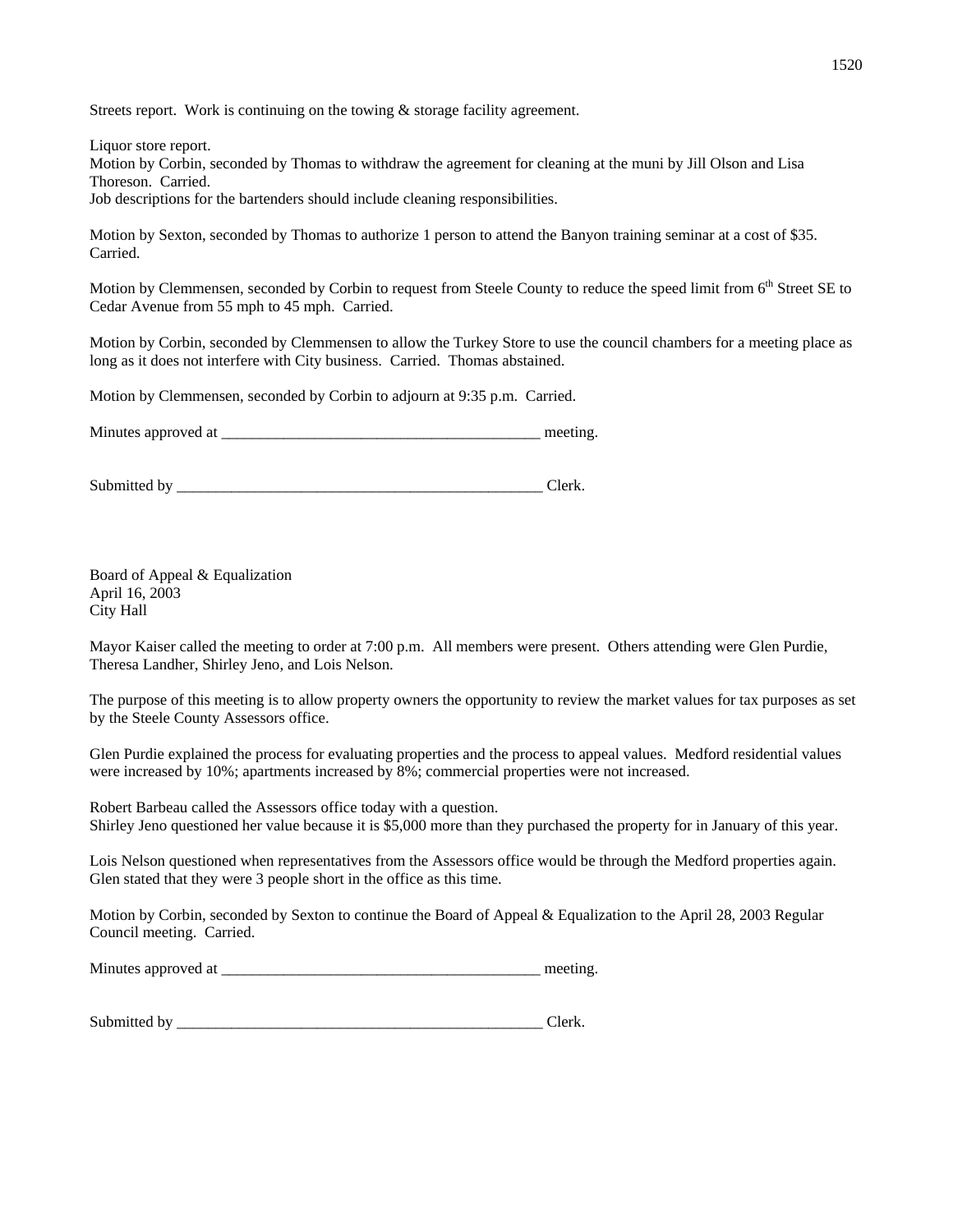Streets report. Work is continuing on the towing & storage facility agreement.

Liquor store report.
Motion by Corbin, seconded by Thomas to withdraw the agreement for cleaning at the muni by Jill Olson and Lisa Thoreson. Carried.
Job descriptions for the bartenders should include cleaning responsibilities.

Motion by Sexton, seconded by Thomas to authorize 1 person to attend the Banyon training seminar at a cost of $35. Carried.

Motion by Clemmensen, seconded by Corbin to request from Steele County to reduce the speed limit from 6th Street SE to Cedar Avenue from 55 mph to 45 mph. Carried.

Motion by Corbin, seconded by Clemmensen to allow the Turkey Store to use the council chambers for a meeting place as long as it does not interfere with City business. Carried. Thomas abstained.

Motion by Clemmensen, seconded by Corbin to adjourn at 9:35 p.m. Carried.

Minutes approved at ________________________________________ meeting.

Submitted by ______________________________________________ Clerk.

Board of Appeal & Equalization
April 16, 2003
City Hall

Mayor Kaiser called the meeting to order at 7:00 p.m. All members were present. Others attending were Glen Purdie, Theresa Landher, Shirley Jeno, and Lois Nelson.

The purpose of this meeting is to allow property owners the opportunity to review the market values for tax purposes as set by the Steele County Assessors office.

Glen Purdie explained the process for evaluating properties and the process to appeal values. Medford residential values were increased by 10%; apartments increased by 8%; commercial properties were not increased.

Robert Barbeau called the Assessors office today with a question.
Shirley Jeno questioned her value because it is $5,000 more than they purchased the property for in January of this year.

Lois Nelson questioned when representatives from the Assessors office would be through the Medford properties again. Glen stated that they were 3 people short in the office as this time.

Motion by Corbin, seconded by Sexton to continue the Board of Appeal & Equalization to the April 28, 2003 Regular Council meeting. Carried.

Minutes approved at ________________________________________ meeting.

Submitted by ______________________________________________ Clerk.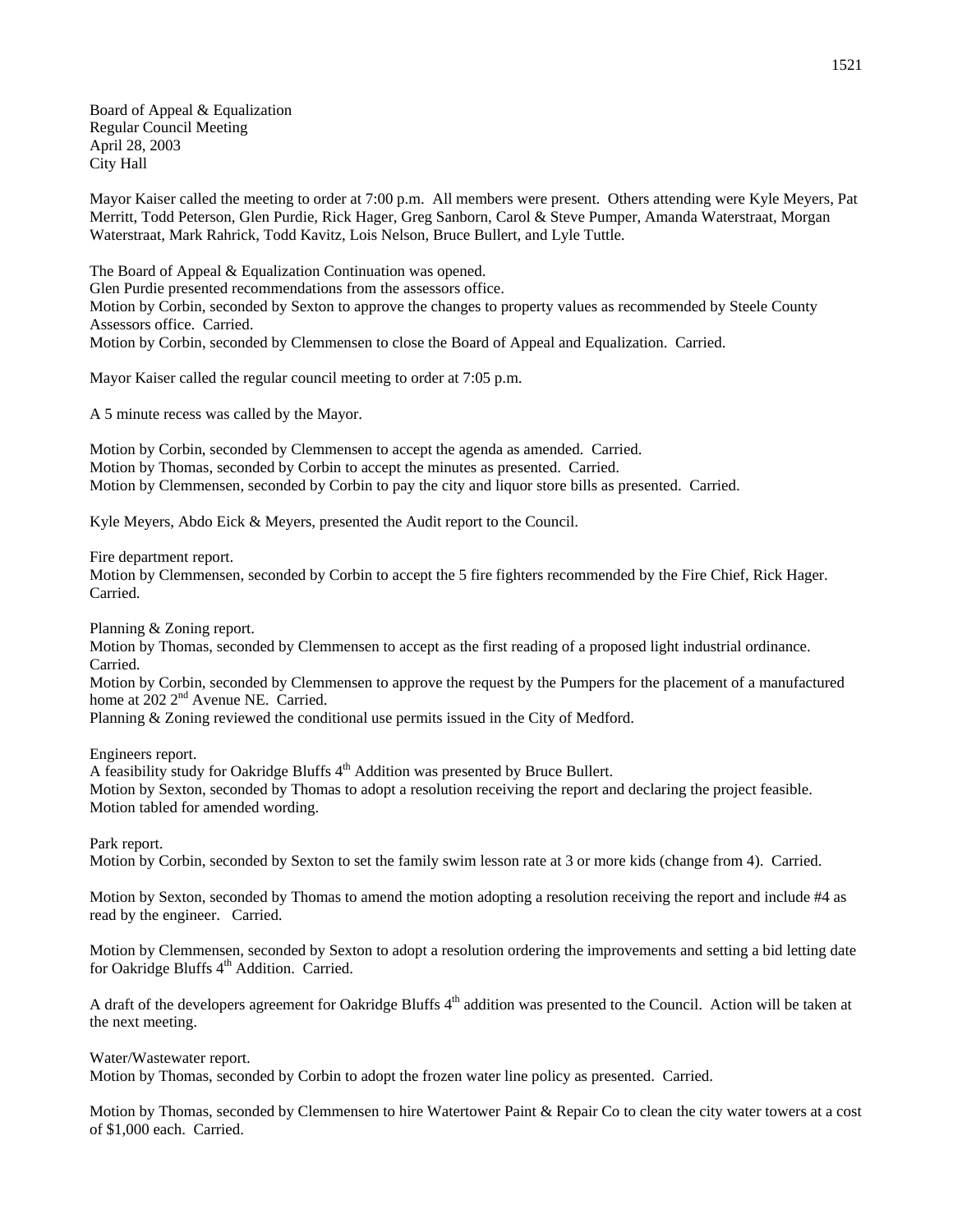Board of Appeal & Equalization
Regular Council Meeting
April 28, 2003
City Hall

Mayor Kaiser called the meeting to order at 7:00 p.m. All members were present. Others attending were Kyle Meyers, Pat Merritt, Todd Peterson, Glen Purdie, Rick Hager, Greg Sanborn, Carol & Steve Pumper, Amanda Waterstraat, Morgan Waterstraat, Mark Rahrick, Todd Kavitz, Lois Nelson, Bruce Bullert, and Lyle Tuttle.

The Board of Appeal & Equalization Continuation was opened.
Glen Purdie presented recommendations from the assessors office.
Motion by Corbin, seconded by Sexton to approve the changes to property values as recommended by Steele County Assessors office. Carried.
Motion by Corbin, seconded by Clemmensen to close the Board of Appeal and Equalization. Carried.

Mayor Kaiser called the regular council meeting to order at 7:05 p.m.

A 5 minute recess was called by the Mayor.

Motion by Corbin, seconded by Clemmensen to accept the agenda as amended. Carried.
Motion by Thomas, seconded by Corbin to accept the minutes as presented. Carried.
Motion by Clemmensen, seconded by Corbin to pay the city and liquor store bills as presented. Carried.

Kyle Meyers, Abdo Eick & Meyers, presented the Audit report to the Council.

Fire department report.
Motion by Clemmensen, seconded by Corbin to accept the 5 fire fighters recommended by the Fire Chief, Rick Hager. Carried.

Planning & Zoning report.
Motion by Thomas, seconded by Clemmensen to accept as the first reading of a proposed light industrial ordinance. Carried.
Motion by Corbin, seconded by Clemmensen to approve the request by the Pumpers for the placement of a manufactured home at 202 2nd Avenue NE. Carried.
Planning & Zoning reviewed the conditional use permits issued in the City of Medford.

Engineers report.
A feasibility study for Oakridge Bluffs 4th Addition was presented by Bruce Bullert.
Motion by Sexton, seconded by Thomas to adopt a resolution receiving the report and declaring the project feasible. Motion tabled for amended wording.

Park report.
Motion by Corbin, seconded by Sexton to set the family swim lesson rate at 3 or more kids (change from 4). Carried.

Motion by Sexton, seconded by Thomas to amend the motion adopting a resolution receiving the report and include #4 as read by the engineer. Carried.

Motion by Clemmensen, seconded by Sexton to adopt a resolution ordering the improvements and setting a bid letting date for Oakridge Bluffs 4th Addition. Carried.

A draft of the developers agreement for Oakridge Bluffs 4th addition was presented to the Council. Action will be taken at the next meeting.

Water/Wastewater report.
Motion by Thomas, seconded by Corbin to adopt the frozen water line policy as presented. Carried.

Motion by Thomas, seconded by Clemmensen to hire Watertower Paint & Repair Co to clean the city water towers at a cost of $1,000 each. Carried.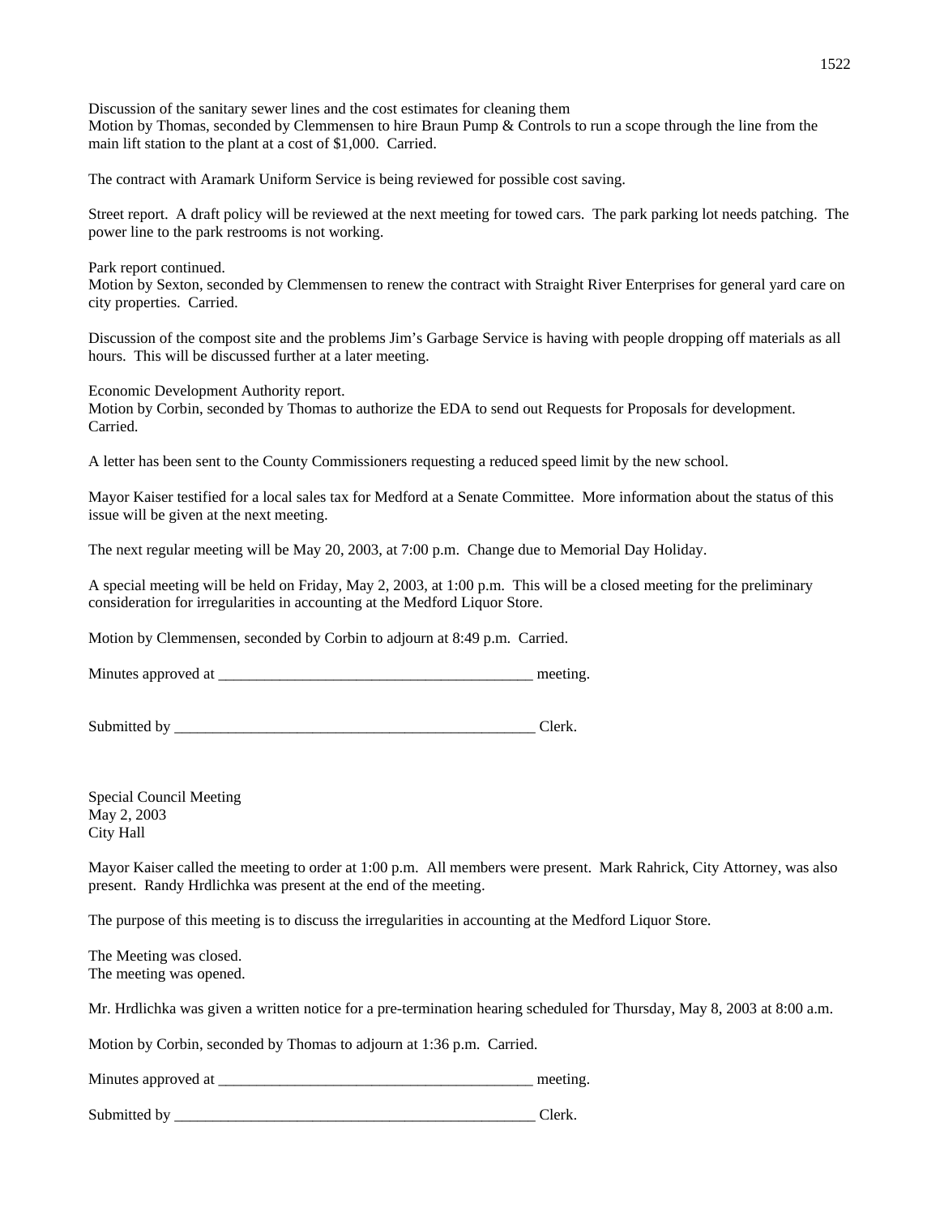Discussion of the sanitary sewer lines and the cost estimates for cleaning them
Motion by Thomas, seconded by Clemmensen to hire Braun Pump & Controls to run a scope through the line from the main lift station to the plant at a cost of $1,000. Carried.

The contract with Aramark Uniform Service is being reviewed for possible cost saving.

Street report. A draft policy will be reviewed at the next meeting for towed cars. The park parking lot needs patching. The power line to the park restrooms is not working.

Park report continued.
Motion by Sexton, seconded by Clemmensen to renew the contract with Straight River Enterprises for general yard care on city properties. Carried.

Discussion of the compost site and the problems Jim's Garbage Service is having with people dropping off materials as all hours. This will be discussed further at a later meeting.

Economic Development Authority report.
Motion by Corbin, seconded by Thomas to authorize the EDA to send out Requests for Proposals for development. Carried.

A letter has been sent to the County Commissioners requesting a reduced speed limit by the new school.

Mayor Kaiser testified for a local sales tax for Medford at a Senate Committee. More information about the status of this issue will be given at the next meeting.

The next regular meeting will be May 20, 2003, at 7:00 p.m. Change due to Memorial Day Holiday.

A special meeting will be held on Friday, May 2, 2003, at 1:00 p.m. This will be a closed meeting for the preliminary consideration for irregularities in accounting at the Medford Liquor Store.

Motion by Clemmensen, seconded by Corbin to adjourn at 8:49 p.m. Carried.

Minutes approved at ___________________________________________ meeting.

Submitted by _________________________________________________ Clerk.

Special Council Meeting
May 2, 2003
City Hall

Mayor Kaiser called the meeting to order at 1:00 p.m. All members were present. Mark Rahrick, City Attorney, was also present. Randy Hrdlichka was present at the end of the meeting.

The purpose of this meeting is to discuss the irregularities in accounting at the Medford Liquor Store.

The Meeting was closed.
The meeting was opened.

Mr. Hrdlichka was given a written notice for a pre-termination hearing scheduled for Thursday, May 8, 2003 at 8:00 a.m.

Motion by Corbin, seconded by Thomas to adjourn at 1:36 p.m. Carried.

Minutes approved at ___________________________________________ meeting.

Submitted by _________________________________________________ Clerk.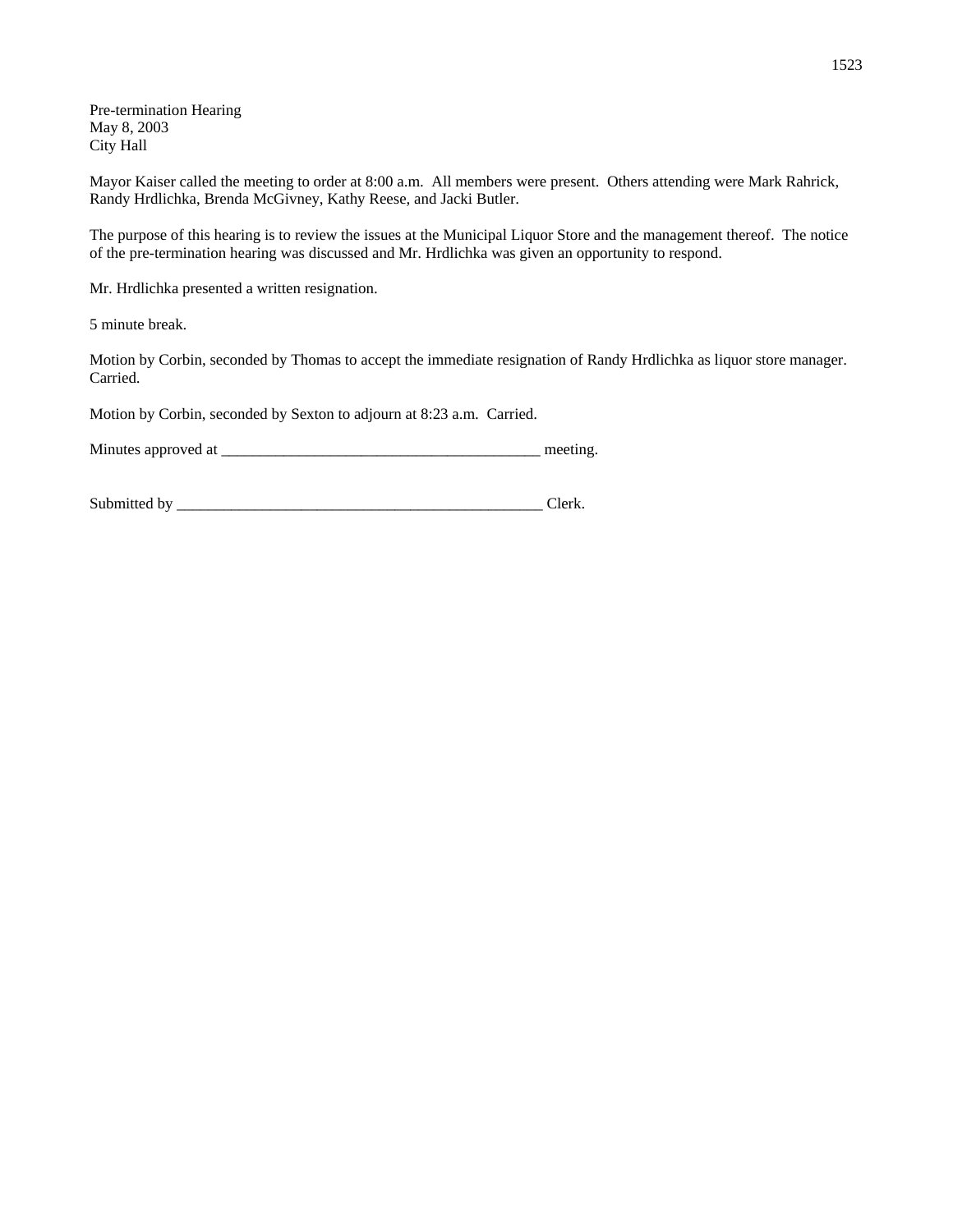Pre-termination Hearing
May 8, 2003
City Hall

Mayor Kaiser called the meeting to order at 8:00 a.m. All members were present. Others attending were Mark Rahrick, Randy Hrdlichka, Brenda McGivney, Kathy Reese, and Jacki Butler.

The purpose of this hearing is to review the issues at the Municipal Liquor Store and the management thereof. The notice of the pre-termination hearing was discussed and Mr. Hrdlichka was given an opportunity to respond.

Mr. Hrdlichka presented a written resignation.

5 minute break.

Motion by Corbin, seconded by Thomas to accept the immediate resignation of Randy Hrdlichka as liquor store manager. Carried.

Motion by Corbin, seconded by Sexton to adjourn at 8:23 a.m. Carried.

Minutes approved at _________________________________________ meeting.

Submitted by _________________________________________________ Clerk.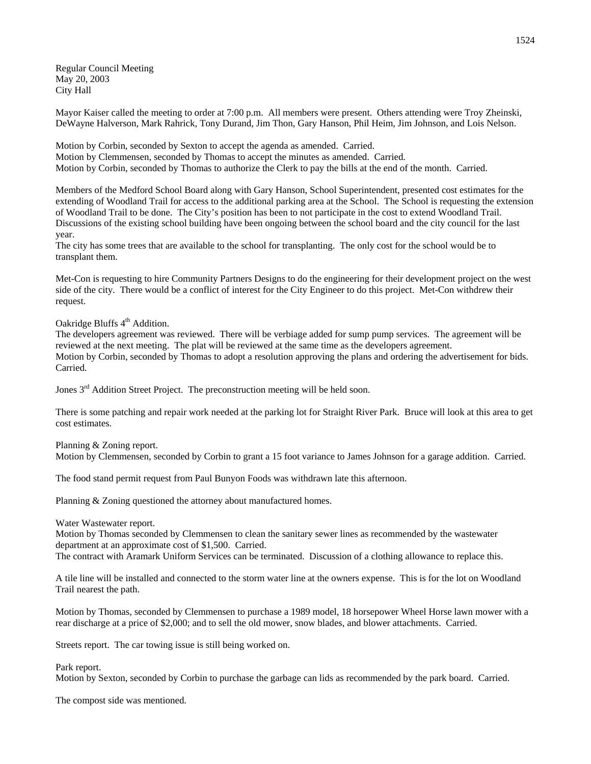Regular Council Meeting
May 20, 2003
City Hall

Mayor Kaiser called the meeting to order at 7:00 p.m. All members were present. Others attending were Troy Zheinski, DeWayne Halverson, Mark Rahrick, Tony Durand, Jim Thon, Gary Hanson, Phil Heim, Jim Johnson, and Lois Nelson.

Motion by Corbin, seconded by Sexton to accept the agenda as amended. Carried.
Motion by Clemmensen, seconded by Thomas to accept the minutes as amended. Carried.
Motion by Corbin, seconded by Thomas to authorize the Clerk to pay the bills at the end of the month. Carried.

Members of the Medford School Board along with Gary Hanson, School Superintendent, presented cost estimates for the extending of Woodland Trail for access to the additional parking area at the School. The School is requesting the extension of Woodland Trail to be done. The City's position has been to not participate in the cost to extend Woodland Trail. Discussions of the existing school building have been ongoing between the school board and the city council for the last year.
The city has some trees that are available to the school for transplanting. The only cost for the school would be to transplant them.

Met-Con is requesting to hire Community Partners Designs to do the engineering for their development project on the west side of the city. There would be a conflict of interest for the City Engineer to do this project. Met-Con withdrew their request.

Oakridge Bluffs 4th Addition.
The developers agreement was reviewed. There will be verbiage added for sump pump services. The agreement will be reviewed at the next meeting. The plat will be reviewed at the same time as the developers agreement.
Motion by Corbin, seconded by Thomas to adopt a resolution approving the plans and ordering the advertisement for bids. Carried.

Jones 3rd Addition Street Project. The preconstruction meeting will be held soon.

There is some patching and repair work needed at the parking lot for Straight River Park. Bruce will look at this area to get cost estimates.

Planning & Zoning report.
Motion by Clemmensen, seconded by Corbin to grant a 15 foot variance to James Johnson for a garage addition. Carried.

The food stand permit request from Paul Bunyon Foods was withdrawn late this afternoon.

Planning & Zoning questioned the attorney about manufactured homes.

Water Wastewater report.
Motion by Thomas seconded by Clemmensen to clean the sanitary sewer lines as recommended by the wastewater department at an approximate cost of $1,500. Carried.
The contract with Aramark Uniform Services can be terminated. Discussion of a clothing allowance to replace this.

A tile line will be installed and connected to the storm water line at the owners expense. This is for the lot on Woodland Trail nearest the path.

Motion by Thomas, seconded by Clemmensen to purchase a 1989 model, 18 horsepower Wheel Horse lawn mower with a rear discharge at a price of $2,000; and to sell the old mower, snow blades, and blower attachments. Carried.

Streets report. The car towing issue is still being worked on.

Park report.
Motion by Sexton, seconded by Corbin to purchase the garbage can lids as recommended by the park board. Carried.

The compost side was mentioned.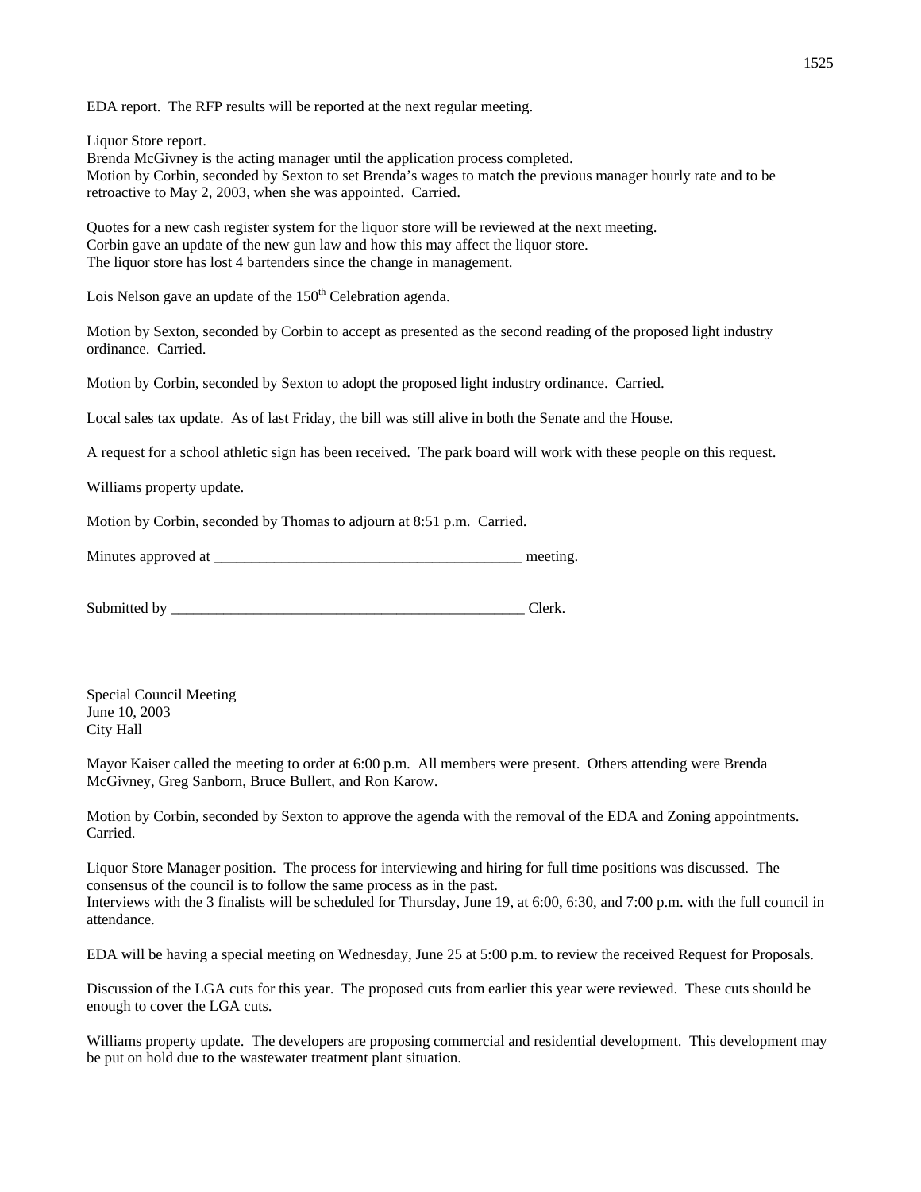EDA report. The RFP results will be reported at the next regular meeting.

Liquor Store report.
Brenda McGivney is the acting manager until the application process completed.
Motion by Corbin, seconded by Sexton to set Brenda's wages to match the previous manager hourly rate and to be retroactive to May 2, 2003, when she was appointed. Carried.

Quotes for a new cash register system for the liquor store will be reviewed at the next meeting.
Corbin gave an update of the new gun law and how this may affect the liquor store.
The liquor store has lost 4 bartenders since the change in management.

Lois Nelson gave an update of the 150th Celebration agenda.

Motion by Sexton, seconded by Corbin to accept as presented as the second reading of the proposed light industry ordinance. Carried.

Motion by Corbin, seconded by Sexton to adopt the proposed light industry ordinance. Carried.

Local sales tax update. As of last Friday, the bill was still alive in both the Senate and the House.

A request for a school athletic sign has been received. The park board will work with these people on this request.

Williams property update.

Motion by Corbin, seconded by Thomas to adjourn at 8:51 p.m. Carried.

Minutes approved at _________________________________________ meeting.

Submitted by _________________________________________________ Clerk.

Special Council Meeting
June 10, 2003
City Hall

Mayor Kaiser called the meeting to order at 6:00 p.m. All members were present. Others attending were Brenda McGivney, Greg Sanborn, Bruce Bullert, and Ron Karow.

Motion by Corbin, seconded by Sexton to approve the agenda with the removal of the EDA and Zoning appointments. Carried.

Liquor Store Manager position. The process for interviewing and hiring for full time positions was discussed. The consensus of the council is to follow the same process as in the past.
Interviews with the 3 finalists will be scheduled for Thursday, June 19, at 6:00, 6:30, and 7:00 p.m. with the full council in attendance.

EDA will be having a special meeting on Wednesday, June 25 at 5:00 p.m. to review the received Request for Proposals.

Discussion of the LGA cuts for this year. The proposed cuts from earlier this year were reviewed. These cuts should be enough to cover the LGA cuts.

Williams property update. The developers are proposing commercial and residential development. This development may be put on hold due to the wastewater treatment plant situation.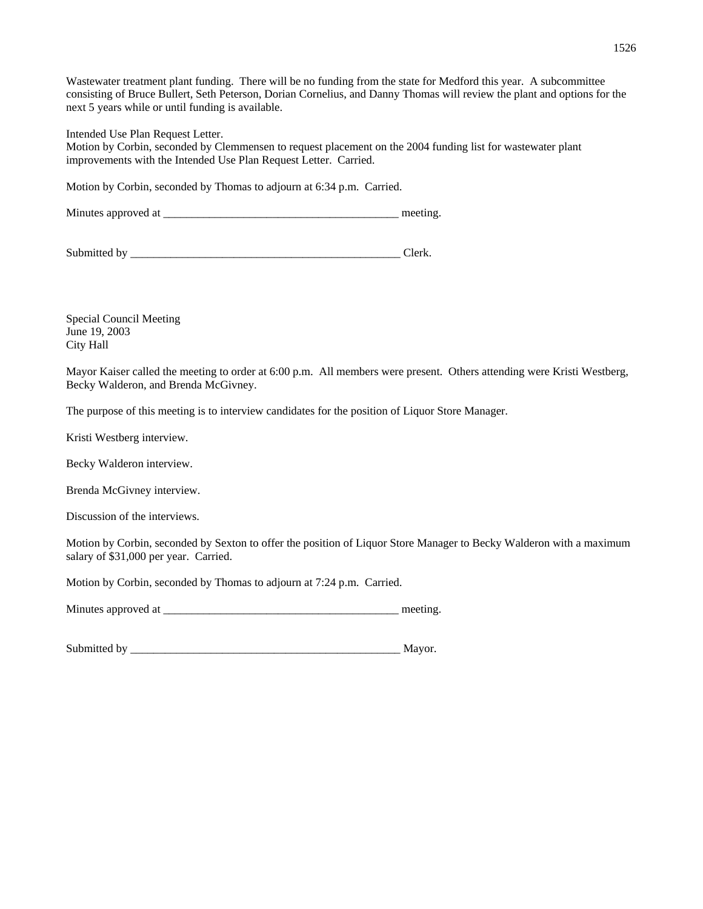Wastewater treatment plant funding. There will be no funding from the state for Medford this year. A subcommittee consisting of Bruce Bullert, Seth Peterson, Dorian Cornelius, and Danny Thomas will review the plant and options for the next 5 years while or until funding is available.

Intended Use Plan Request Letter.
Motion by Corbin, seconded by Clemmensen to request placement on the 2004 funding list for wastewater plant improvements with the Intended Use Plan Request Letter. Carried.

Motion by Corbin, seconded by Thomas to adjourn at 6:34 p.m. Carried.

Minutes approved at __________________________________________ meeting.

Submitted by _________________________________________________ Clerk.

Special Council Meeting
June 19, 2003
City Hall

Mayor Kaiser called the meeting to order at 6:00 p.m. All members were present. Others attending were Kristi Westberg, Becky Walderon, and Brenda McGivney.

The purpose of this meeting is to interview candidates for the position of Liquor Store Manager.

Kristi Westberg interview.

Becky Walderon interview.

Brenda McGivney interview.

Discussion of the interviews.

Motion by Corbin, seconded by Sexton to offer the position of Liquor Store Manager to Becky Walderon with a maximum salary of $31,000 per year. Carried.

Motion by Corbin, seconded by Thomas to adjourn at 7:24 p.m. Carried.

Minutes approved at __________________________________________ meeting.

Submitted by _________________________________________________ Mayor.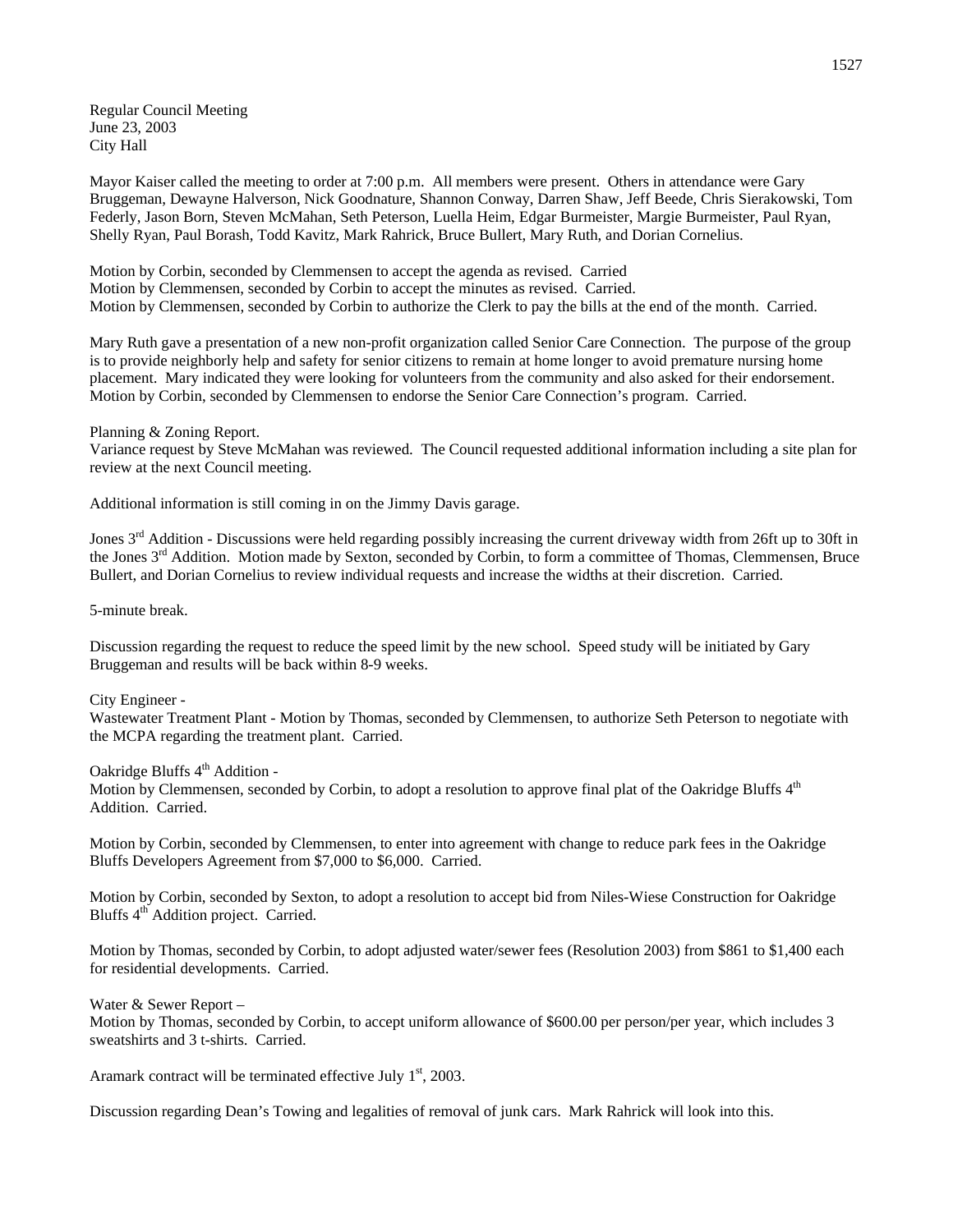Regular Council Meeting
June 23, 2003
City Hall

Mayor Kaiser called the meeting to order at 7:00 p.m. All members were present. Others in attendance were Gary Bruggeman, Dewayne Halverson, Nick Goodnature, Shannon Conway, Darren Shaw, Jeff Beede, Chris Sierakowski, Tom Federly, Jason Born, Steven McMahan, Seth Peterson, Luella Heim, Edgar Burmeister, Margie Burmeister, Paul Ryan, Shelly Ryan, Paul Borash, Todd Kavitz, Mark Rahrick, Bruce Bullert, Mary Ruth, and Dorian Cornelius.

Motion by Corbin, seconded by Clemmensen to accept the agenda as revised. Carried
Motion by Clemmensen, seconded by Corbin to accept the minutes as revised. Carried.
Motion by Clemmensen, seconded by Corbin to authorize the Clerk to pay the bills at the end of the month. Carried.

Mary Ruth gave a presentation of a new non-profit organization called Senior Care Connection. The purpose of the group is to provide neighborly help and safety for senior citizens to remain at home longer to avoid premature nursing home placement. Mary indicated they were looking for volunteers from the community and also asked for their endorsement. Motion by Corbin, seconded by Clemmensen to endorse the Senior Care Connection's program. Carried.

Planning & Zoning Report.
Variance request by Steve McMahan was reviewed. The Council requested additional information including a site plan for review at the next Council meeting.

Additional information is still coming in on the Jimmy Davis garage.

Jones 3rd Addition - Discussions were held regarding possibly increasing the current driveway width from 26ft up to 30ft in the Jones 3rd Addition. Motion made by Sexton, seconded by Corbin, to form a committee of Thomas, Clemmensen, Bruce Bullert, and Dorian Cornelius to review individual requests and increase the widths at their discretion. Carried.

5-minute break.

Discussion regarding the request to reduce the speed limit by the new school. Speed study will be initiated by Gary Bruggeman and results will be back within 8-9 weeks.

City Engineer -
Wastewater Treatment Plant - Motion by Thomas, seconded by Clemmensen, to authorize Seth Peterson to negotiate with the MCPA regarding the treatment plant. Carried.

Oakridge Bluffs 4th Addition -
Motion by Clemmensen, seconded by Corbin, to adopt a resolution to approve final plat of the Oakridge Bluffs 4th Addition. Carried.

Motion by Corbin, seconded by Clemmensen, to enter into agreement with change to reduce park fees in the Oakridge Bluffs Developers Agreement from $7,000 to $6,000. Carried.

Motion by Corbin, seconded by Sexton, to adopt a resolution to accept bid from Niles-Wiese Construction for Oakridge Bluffs 4th Addition project. Carried.

Motion by Thomas, seconded by Corbin, to adopt adjusted water/sewer fees (Resolution 2003) from $861 to $1,400 each for residential developments. Carried.

Water & Sewer Report –
Motion by Thomas, seconded by Corbin, to accept uniform allowance of $600.00 per person/per year, which includes 3 sweatshirts and 3 t-shirts. Carried.

Aramark contract will be terminated effective July 1st, 2003.

Discussion regarding Dean's Towing and legalities of removal of junk cars. Mark Rahrick will look into this.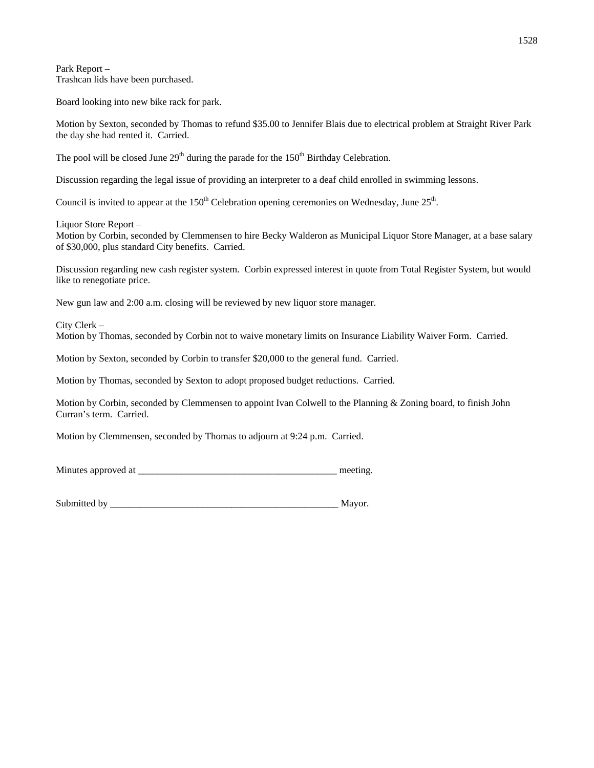Park Report –
Trashcan lids have been purchased.

Board looking into new bike rack for park.

Motion by Sexton, seconded by Thomas to refund $35.00 to Jennifer Blais due to electrical problem at Straight River Park the day she had rented it. Carried.

The pool will be closed June 29th during the parade for the 150th Birthday Celebration.

Discussion regarding the legal issue of providing an interpreter to a deaf child enrolled in swimming lessons.

Council is invited to appear at the 150th Celebration opening ceremonies on Wednesday, June 25th.

Liquor Store Report –
Motion by Corbin, seconded by Clemmensen to hire Becky Walderon as Municipal Liquor Store Manager, at a base salary of $30,000, plus standard City benefits. Carried.

Discussion regarding new cash register system. Corbin expressed interest in quote from Total Register System, but would like to renegotiate price.

New gun law and 2:00 a.m. closing will be reviewed by new liquor store manager.

City Clerk –
Motion by Thomas, seconded by Corbin not to waive monetary limits on Insurance Liability Waiver Form. Carried.

Motion by Sexton, seconded by Corbin to transfer $20,000 to the general fund. Carried.

Motion by Thomas, seconded by Sexton to adopt proposed budget reductions. Carried.

Motion by Corbin, seconded by Clemmensen to appoint Ivan Colwell to the Planning & Zoning board, to finish John Curran's term. Carried.

Motion by Clemmensen, seconded by Thomas to adjourn at 9:24 p.m. Carried.

Minutes approved at __________________________________________ meeting.

Submitted by ________________________________________________ Mayor.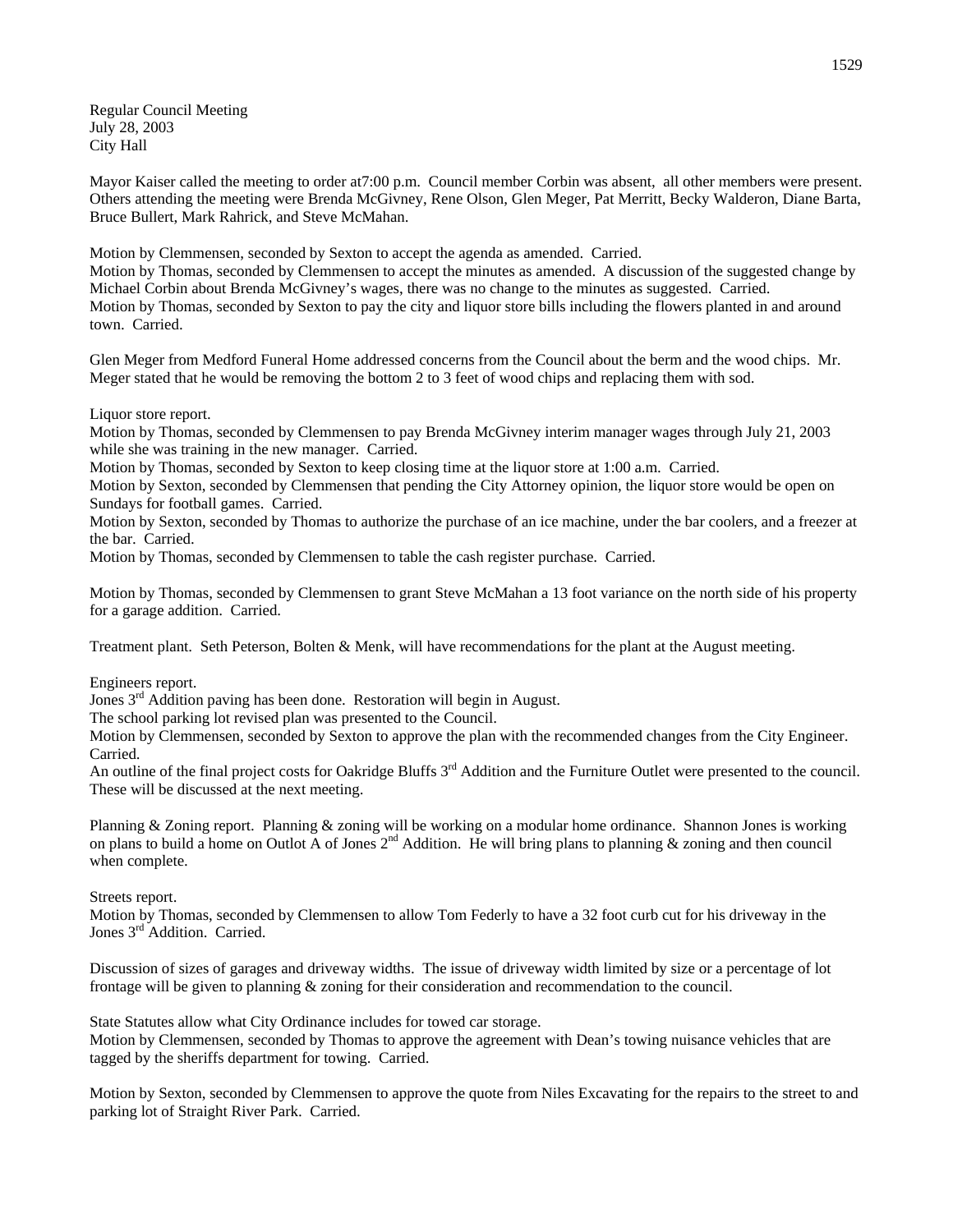Regular Council Meeting
July 28, 2003
City Hall

Mayor Kaiser called the meeting to order at7:00 p.m. Council member Corbin was absent, all other members were present. Others attending the meeting were Brenda McGivney, Rene Olson, Glen Meger, Pat Merritt, Becky Walderon, Diane Barta, Bruce Bullert, Mark Rahrick, and Steve McMahan.

Motion by Clemmensen, seconded by Sexton to accept the agenda as amended. Carried.
Motion by Thomas, seconded by Clemmensen to accept the minutes as amended. A discussion of the suggested change by Michael Corbin about Brenda McGivney's wages, there was no change to the minutes as suggested. Carried.
Motion by Thomas, seconded by Sexton to pay the city and liquor store bills including the flowers planted in and around town. Carried.

Glen Meger from Medford Funeral Home addressed concerns from the Council about the berm and the wood chips. Mr. Meger stated that he would be removing the bottom 2 to 3 feet of wood chips and replacing them with sod.

Liquor store report.
Motion by Thomas, seconded by Clemmensen to pay Brenda McGivney interim manager wages through July 21, 2003 while she was training in the new manager. Carried.
Motion by Thomas, seconded by Sexton to keep closing time at the liquor store at 1:00 a.m. Carried.
Motion by Sexton, seconded by Clemmensen that pending the City Attorney opinion, the liquor store would be open on Sundays for football games. Carried.
Motion by Sexton, seconded by Thomas to authorize the purchase of an ice machine, under the bar coolers, and a freezer at the bar. Carried.
Motion by Thomas, seconded by Clemmensen to table the cash register purchase. Carried.

Motion by Thomas, seconded by Clemmensen to grant Steve McMahan a 13 foot variance on the north side of his property for a garage addition. Carried.

Treatment plant. Seth Peterson, Bolten & Menk, will have recommendations for the plant at the August meeting.

Engineers report.
Jones 3rd Addition paving has been done. Restoration will begin in August.
The school parking lot revised plan was presented to the Council.
Motion by Clemmensen, seconded by Sexton to approve the plan with the recommended changes from the City Engineer. Carried.
An outline of the final project costs for Oakridge Bluffs 3rd Addition and the Furniture Outlet were presented to the council. These will be discussed at the next meeting.

Planning & Zoning report. Planning & zoning will be working on a modular home ordinance. Shannon Jones is working on plans to build a home on Outlot A of Jones 2nd Addition. He will bring plans to planning & zoning and then council when complete.

Streets report.
Motion by Thomas, seconded by Clemmensen to allow Tom Federly to have a 32 foot curb cut for his driveway in the Jones 3rd Addition. Carried.

Discussion of sizes of garages and driveway widths. The issue of driveway width limited by size or a percentage of lot frontage will be given to planning & zoning for their consideration and recommendation to the council.

State Statutes allow what City Ordinance includes for towed car storage.
Motion by Clemmensen, seconded by Thomas to approve the agreement with Dean's towing nuisance vehicles that are tagged by the sheriffs department for towing. Carried.

Motion by Sexton, seconded by Clemmensen to approve the quote from Niles Excavating for the repairs to the street to and parking lot of Straight River Park. Carried.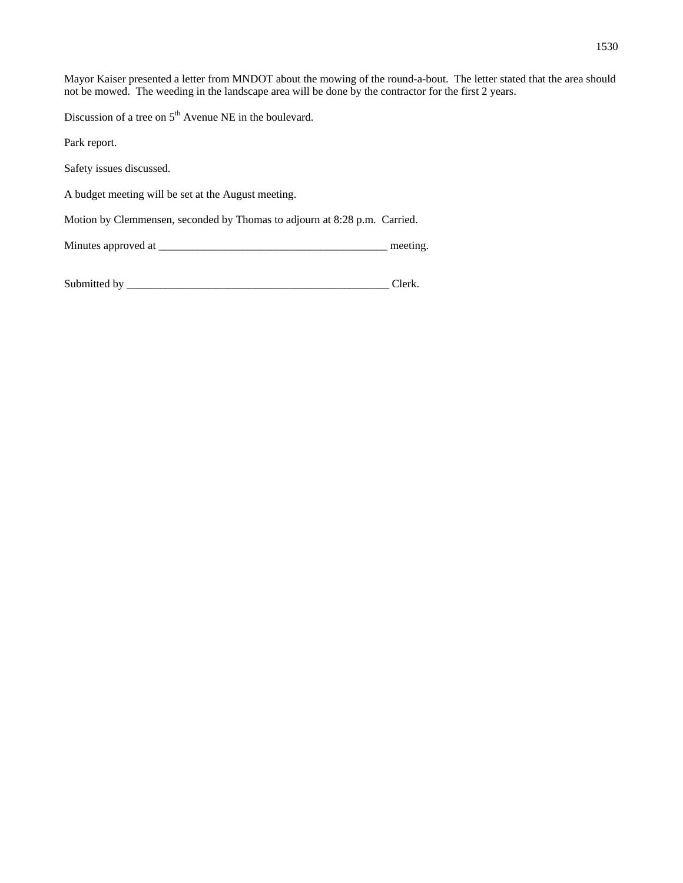Mayor Kaiser presented a letter from MNDOT about the mowing of the round-a-bout. The letter stated that the area should not be mowed. The weeding in the landscape area will be done by the contractor for the first 2 years.

Discussion of a tree on 5th Avenue NE in the boulevard.

Park report.

Safety issues discussed.

A budget meeting will be set at the August meeting.

Motion by Clemmensen, seconded by Thomas to adjourn at 8:28 p.m. Carried.

Minutes approved at __________________________________________ meeting.

Submitted by ________________________________________________ Clerk.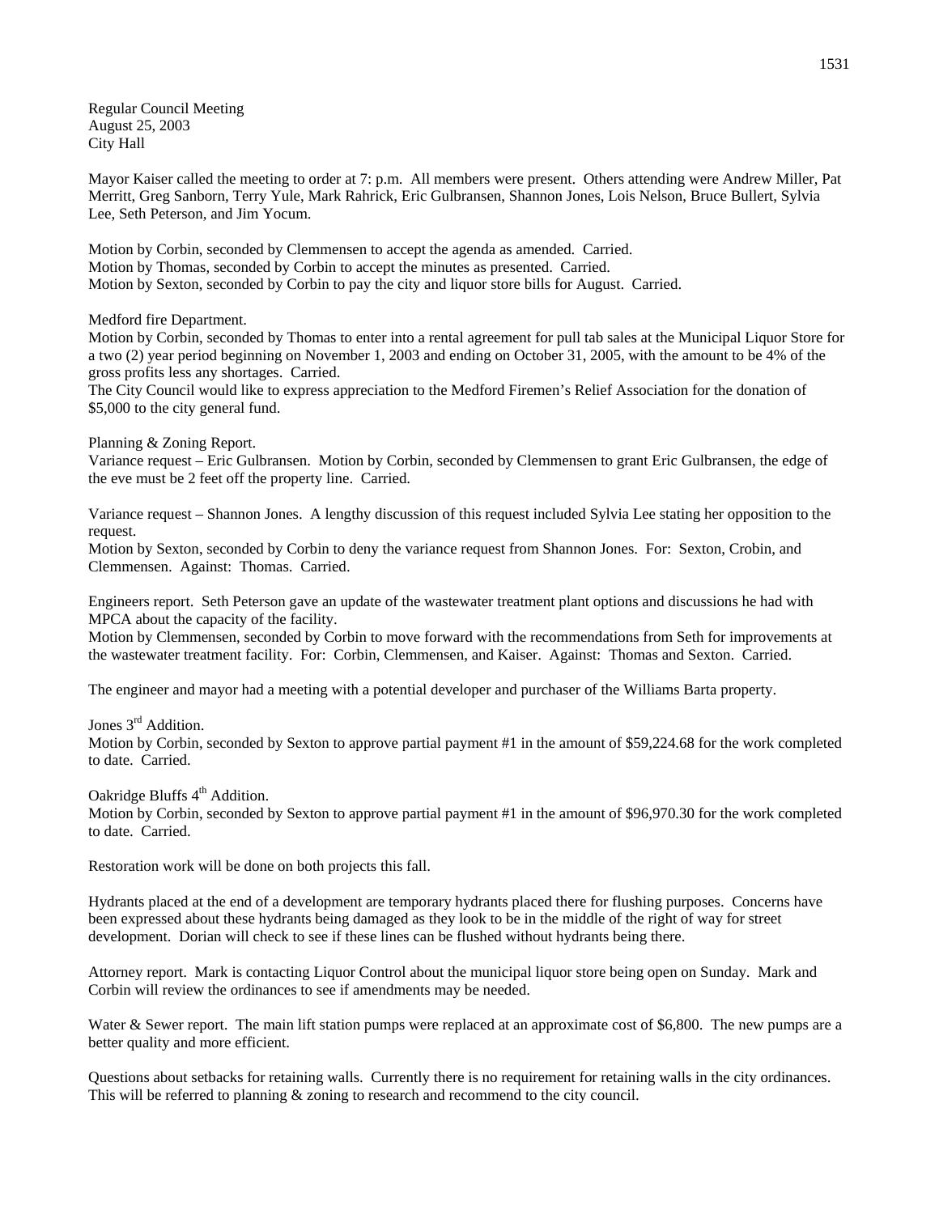Regular Council Meeting
August 25, 2003
City Hall

Mayor Kaiser called the meeting to order at 7: p.m. All members were present. Others attending were Andrew Miller, Pat Merritt, Greg Sanborn, Terry Yule, Mark Rahrick, Eric Gulbransen, Shannon Jones, Lois Nelson, Bruce Bullert, Sylvia Lee, Seth Peterson, and Jim Yocum.

Motion by Corbin, seconded by Clemmensen to accept the agenda as amended. Carried.
Motion by Thomas, seconded by Corbin to accept the minutes as presented. Carried.
Motion by Sexton, seconded by Corbin to pay the city and liquor store bills for August. Carried.

Medford fire Department.
Motion by Corbin, seconded by Thomas to enter into a rental agreement for pull tab sales at the Municipal Liquor Store for a two (2) year period beginning on November 1, 2003 and ending on October 31, 2005, with the amount to be 4% of the gross profits less any shortages. Carried.
The City Council would like to express appreciation to the Medford Firemen's Relief Association for the donation of $5,000 to the city general fund.

Planning & Zoning Report.
Variance request – Eric Gulbransen. Motion by Corbin, seconded by Clemmensen to grant Eric Gulbransen, the edge of the eve must be 2 feet off the property line. Carried.

Variance request – Shannon Jones. A lengthy discussion of this request included Sylvia Lee stating her opposition to the request.
Motion by Sexton, seconded by Corbin to deny the variance request from Shannon Jones. For: Sexton, Crobin, and Clemmensen. Against: Thomas. Carried.

Engineers report. Seth Peterson gave an update of the wastewater treatment plant options and discussions he had with MPCA about the capacity of the facility.
Motion by Clemmensen, seconded by Corbin to move forward with the recommendations from Seth for improvements at the wastewater treatment facility. For: Corbin, Clemmensen, and Kaiser. Against: Thomas and Sexton. Carried.

The engineer and mayor had a meeting with a potential developer and purchaser of the Williams Barta property.

Jones 3rd Addition.
Motion by Corbin, seconded by Sexton to approve partial payment #1 in the amount of $59,224.68 for the work completed to date. Carried.

Oakridge Bluffs 4th Addition.
Motion by Corbin, seconded by Sexton to approve partial payment #1 in the amount of $96,970.30 for the work completed to date. Carried.

Restoration work will be done on both projects this fall.

Hydrants placed at the end of a development are temporary hydrants placed there for flushing purposes. Concerns have been expressed about these hydrants being damaged as they look to be in the middle of the right of way for street development. Dorian will check to see if these lines can be flushed without hydrants being there.

Attorney report. Mark is contacting Liquor Control about the municipal liquor store being open on Sunday. Mark and Corbin will review the ordinances to see if amendments may be needed.

Water & Sewer report. The main lift station pumps were replaced at an approximate cost of $6,800. The new pumps are a better quality and more efficient.

Questions about setbacks for retaining walls. Currently there is no requirement for retaining walls in the city ordinances. This will be referred to planning & zoning to research and recommend to the city council.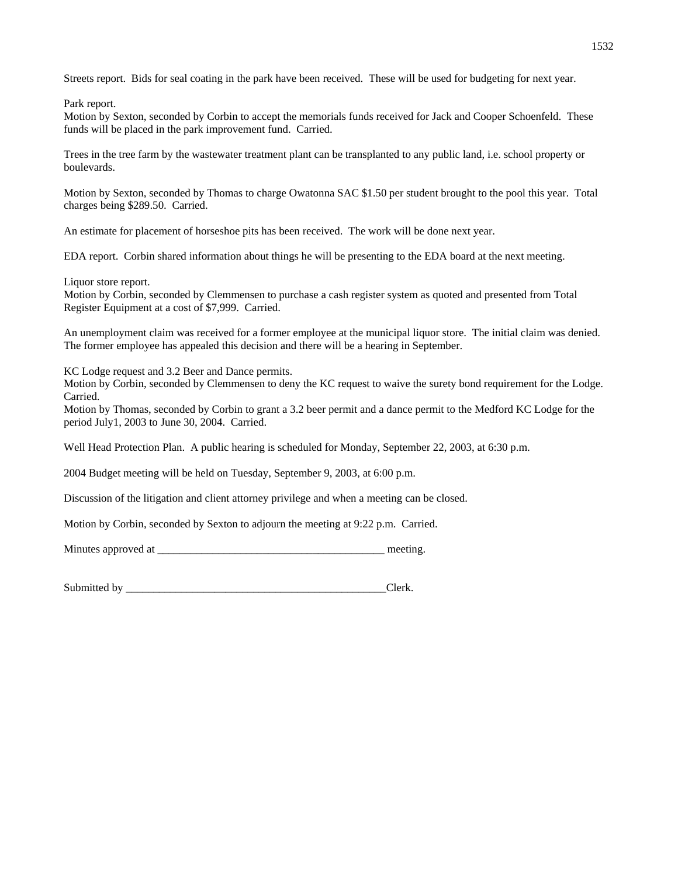Streets report. Bids for seal coating in the park have been received. These will be used for budgeting for next year.

Park report.
Motion by Sexton, seconded by Corbin to accept the memorials funds received for Jack and Cooper Schoenfeld. These funds will be placed in the park improvement fund. Carried.

Trees in the tree farm by the wastewater treatment plant can be transplanted to any public land, i.e. school property or boulevards.

Motion by Sexton, seconded by Thomas to charge Owatonna SAC $1.50 per student brought to the pool this year. Total charges being $289.50. Carried.

An estimate for placement of horseshoe pits has been received. The work will be done next year.

EDA report. Corbin shared information about things he will be presenting to the EDA board at the next meeting.

Liquor store report.
Motion by Corbin, seconded by Clemmensen to purchase a cash register system as quoted and presented from Total Register Equipment at a cost of $7,999. Carried.

An unemployment claim was received for a former employee at the municipal liquor store. The initial claim was denied. The former employee has appealed this decision and there will be a hearing in September.

KC Lodge request and 3.2 Beer and Dance permits.
Motion by Corbin, seconded by Clemmensen to deny the KC request to waive the surety bond requirement for the Lodge. Carried.
Motion by Thomas, seconded by Corbin to grant a 3.2 beer permit and a dance permit to the Medford KC Lodge for the period July1, 2003 to June 30, 2004. Carried.

Well Head Protection Plan. A public hearing is scheduled for Monday, September 22, 2003, at 6:30 p.m.

2004 Budget meeting will be held on Tuesday, September 9, 2003, at 6:00 p.m.

Discussion of the litigation and client attorney privilege and when a meeting can be closed.

Motion by Corbin, seconded by Sexton to adjourn the meeting at 9:22 p.m. Carried.

Minutes approved at _________________________________________ meeting.

Submitted by _________________________________________________Clerk.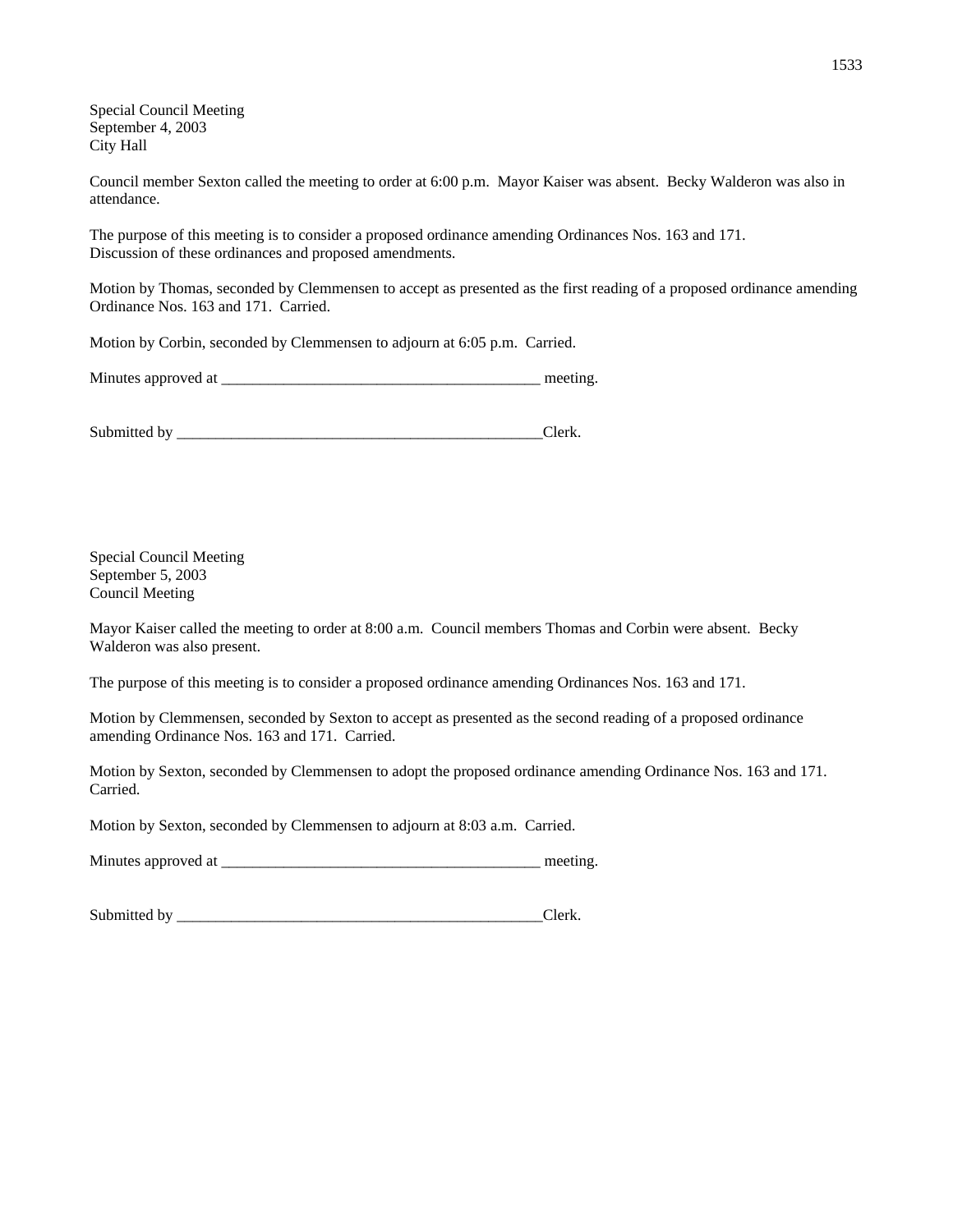Special Council Meeting
September 4, 2003
City Hall

Council member Sexton called the meeting to order at 6:00 p.m. Mayor Kaiser was absent. Becky Walderon was also in attendance.

The purpose of this meeting is to consider a proposed ordinance amending Ordinances Nos. 163 and 171. Discussion of these ordinances and proposed amendments.

Motion by Thomas, seconded by Clemmensen to accept as presented as the first reading of a proposed ordinance amending Ordinance Nos. 163 and 171. Carried.

Motion by Corbin, seconded by Clemmensen to adjourn at 6:05 p.m. Carried.

Minutes approved at __________________________________________ meeting.

Submitted by __________________________________________________Clerk.

Special Council Meeting
September 5, 2003
Council Meeting

Mayor Kaiser called the meeting to order at 8:00 a.m. Council members Thomas and Corbin were absent. Becky Walderon was also present.

The purpose of this meeting is to consider a proposed ordinance amending Ordinances Nos. 163 and 171.

Motion by Clemmensen, seconded by Sexton to accept as presented as the second reading of a proposed ordinance amending Ordinance Nos. 163 and 171. Carried.

Motion by Sexton, seconded by Clemmensen to adopt the proposed ordinance amending Ordinance Nos. 163 and 171. Carried.

Motion by Sexton, seconded by Clemmensen to adjourn at 8:03 a.m. Carried.

Minutes approved at __________________________________________ meeting.

Submitted by __________________________________________________Clerk.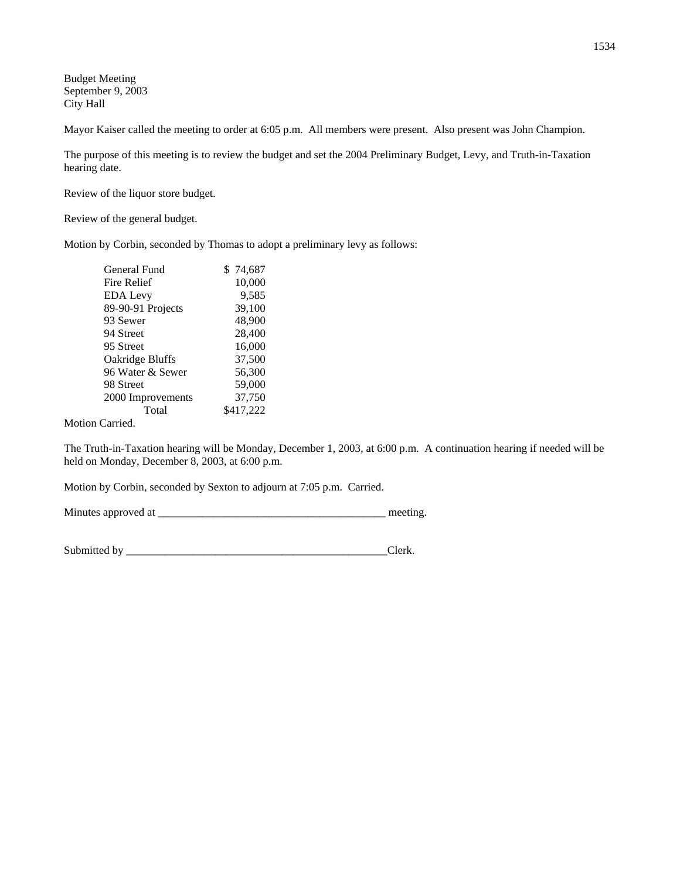Budget Meeting
September 9, 2003
City Hall

Mayor Kaiser called the meeting to order at 6:05 p.m. All members were present. Also present was John Champion.

The purpose of this meeting is to review the budget and set the 2004 Preliminary Budget, Levy, and Truth-in-Taxation hearing date.

Review of the liquor store budget.

Review of the general budget.

Motion by Corbin, seconded by Thomas to adopt a preliminary levy as follows:

| | |
|---|---|
| General Fund | $ 74,687 |
| Fire Relief | 10,000 |
| EDA Levy | 9,585 |
| 89-90-91 Projects | 39,100 |
| 93 Sewer | 48,900 |
| 94 Street | 28,400 |
| 95 Street | 16,000 |
| Oakridge Bluffs | 37,500 |
| 96 Water & Sewer | 56,300 |
| 98 Street | 59,000 |
| 2000 Improvements | 37,750 |
| Total | $417,222 |

Motion Carried.

The Truth-in-Taxation hearing will be Monday, December 1, 2003, at 6:00 p.m. A continuation hearing if needed will be held on Monday, December 8, 2003, at 6:00 p.m.

Motion by Corbin, seconded by Sexton to adjourn at 7:05 p.m. Carried.

Minutes approved at _________________________________________ meeting.

Submitted by _________________________________________________Clerk.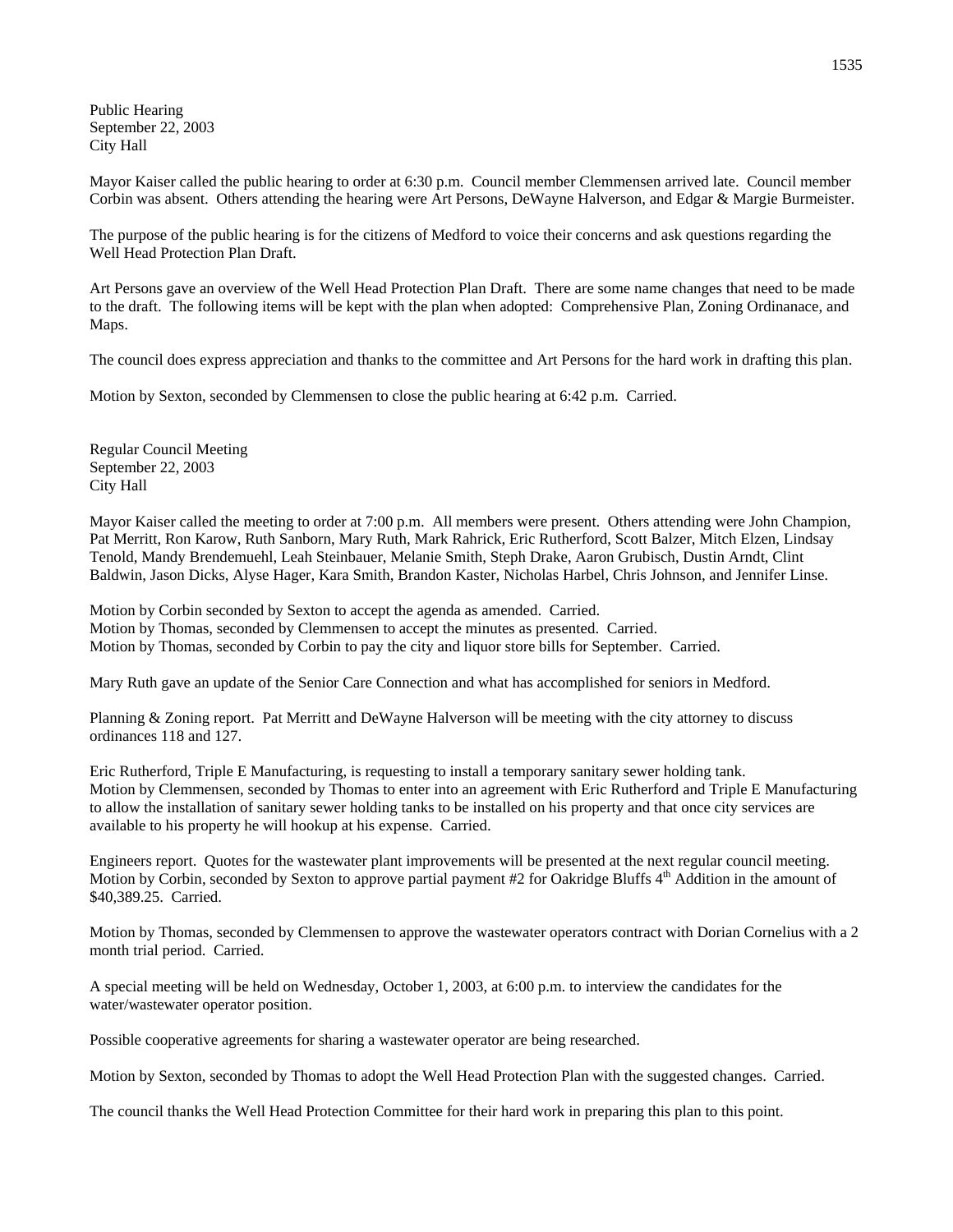Public Hearing
September 22, 2003
City Hall

Mayor Kaiser called the public hearing to order at 6:30 p.m. Council member Clemmensen arrived late. Council member Corbin was absent. Others attending the hearing were Art Persons, DeWayne Halverson, and Edgar & Margie Burmeister.

The purpose of the public hearing is for the citizens of Medford to voice their concerns and ask questions regarding the Well Head Protection Plan Draft.

Art Persons gave an overview of the Well Head Protection Plan Draft. There are some name changes that need to be made to the draft. The following items will be kept with the plan when adopted: Comprehensive Plan, Zoning Ordinanace, and Maps.

The council does express appreciation and thanks to the committee and Art Persons for the hard work in drafting this plan.

Motion by Sexton, seconded by Clemmensen to close the public hearing at 6:42 p.m. Carried.

Regular Council Meeting
September 22, 2003
City Hall

Mayor Kaiser called the meeting to order at 7:00 p.m. All members were present. Others attending were John Champion, Pat Merritt, Ron Karow, Ruth Sanborn, Mary Ruth, Mark Rahrick, Eric Rutherford, Scott Balzer, Mitch Elzen, Lindsay Tenold, Mandy Brendemuehl, Leah Steinbauer, Melanie Smith, Steph Drake, Aaron Grubisch, Dustin Arndt, Clint Baldwin, Jason Dicks, Alyse Hager, Kara Smith, Brandon Kaster, Nicholas Harbel, Chris Johnson, and Jennifer Linse.

Motion by Corbin seconded by Sexton to accept the agenda as amended. Carried.
Motion by Thomas, seconded by Clemmensen to accept the minutes as presented. Carried.
Motion by Thomas, seconded by Corbin to pay the city and liquor store bills for September. Carried.

Mary Ruth gave an update of the Senior Care Connection and what has accomplished for seniors in Medford.

Planning & Zoning report. Pat Merritt and DeWayne Halverson will be meeting with the city attorney to discuss ordinances 118 and 127.

Eric Rutherford, Triple E Manufacturing, is requesting to install a temporary sanitary sewer holding tank.
Motion by Clemmensen, seconded by Thomas to enter into an agreement with Eric Rutherford and Triple E Manufacturing to allow the installation of sanitary sewer holding tanks to be installed on his property and that once city services are available to his property he will hookup at his expense. Carried.

Engineers report. Quotes for the wastewater plant improvements will be presented at the next regular council meeting.
Motion by Corbin, seconded by Sexton to approve partial payment #2 for Oakridge Bluffs 4th Addition in the amount of $40,389.25. Carried.

Motion by Thomas, seconded by Clemmensen to approve the wastewater operators contract with Dorian Cornelius with a 2 month trial period. Carried.

A special meeting will be held on Wednesday, October 1, 2003, at 6:00 p.m. to interview the candidates for the water/wastewater operator position.

Possible cooperative agreements for sharing a wastewater operator are being researched.

Motion by Sexton, seconded by Thomas to adopt the Well Head Protection Plan with the suggested changes. Carried.

The council thanks the Well Head Protection Committee for their hard work in preparing this plan to this point.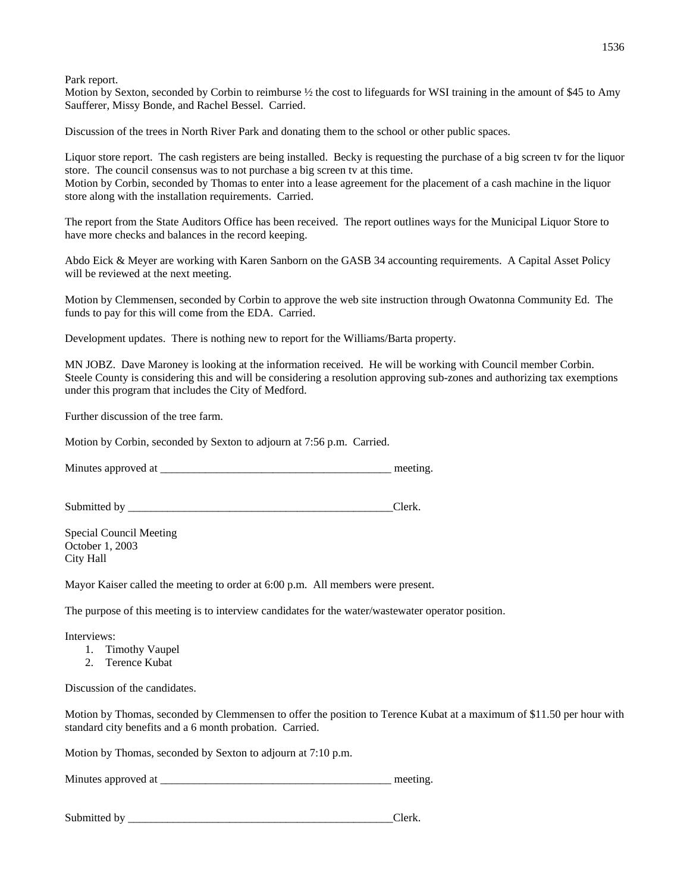Park report.
Motion by Sexton, seconded by Corbin to reimburse ½ the cost to lifeguards for WSI training in the amount of $45 to Amy Saufferer, Missy Bonde, and Rachel Bessel. Carried.

Discussion of the trees in North River Park and donating them to the school or other public spaces.

Liquor store report. The cash registers are being installed. Becky is requesting the purchase of a big screen tv for the liquor store. The council consensus was to not purchase a big screen tv at this time.
Motion by Corbin, seconded by Thomas to enter into a lease agreement for the placement of a cash machine in the liquor store along with the installation requirements. Carried.

The report from the State Auditors Office has been received. The report outlines ways for the Municipal Liquor Store to have more checks and balances in the record keeping.

Abdo Eick & Meyer are working with Karen Sanborn on the GASB 34 accounting requirements. A Capital Asset Policy will be reviewed at the next meeting.

Motion by Clemmensen, seconded by Corbin to approve the web site instruction through Owatonna Community Ed. The funds to pay for this will come from the EDA. Carried.

Development updates. There is nothing new to report for the Williams/Barta property.

MN JOBZ. Dave Maroney is looking at the information received. He will be working with Council member Corbin. Steele County is considering this and will be considering a resolution approving sub-zones and authorizing tax exemptions under this program that includes the City of Medford.

Further discussion of the tree farm.

Motion by Corbin, seconded by Sexton to adjourn at 7:56 p.m. Carried.

Minutes approved at _________________________________________ meeting.

Submitted by _________________________________________________Clerk.

Special Council Meeting
October 1, 2003
City Hall

Mayor Kaiser called the meeting to order at 6:00 p.m. All members were present.

The purpose of this meeting is to interview candidates for the water/wastewater operator position.

Interviews:

1. Timothy Vaupel
2. Terence Kubat

Discussion of the candidates.

Motion by Thomas, seconded by Clemmensen to offer the position to Terence Kubat at a maximum of $11.50 per hour with standard city benefits and a 6 month probation. Carried.

Motion by Thomas, seconded by Sexton to adjourn at 7:10 p.m.

Minutes approved at _________________________________________ meeting.

Submitted by _________________________________________________Clerk.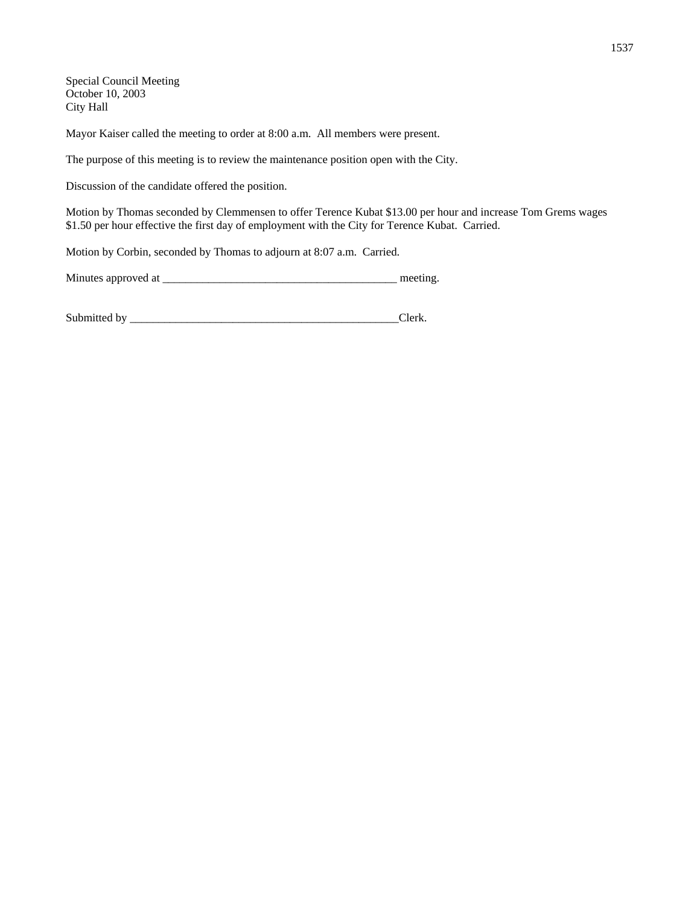Special Council Meeting
October 10, 2003
City Hall

Mayor Kaiser called the meeting to order at 8:00 a.m. All members were present.

The purpose of this meeting is to review the maintenance position open with the City.

Discussion of the candidate offered the position.

Motion by Thomas seconded by Clemmensen to offer Terence Kubat $13.00 per hour and increase Tom Grems wages $1.50 per hour effective the first day of employment with the City for Terence Kubat. Carried.

Motion by Corbin, seconded by Thomas to adjourn at 8:07 a.m. Carried.

Minutes approved at __________________________________________ meeting.

Submitted by __________________________________________________Clerk.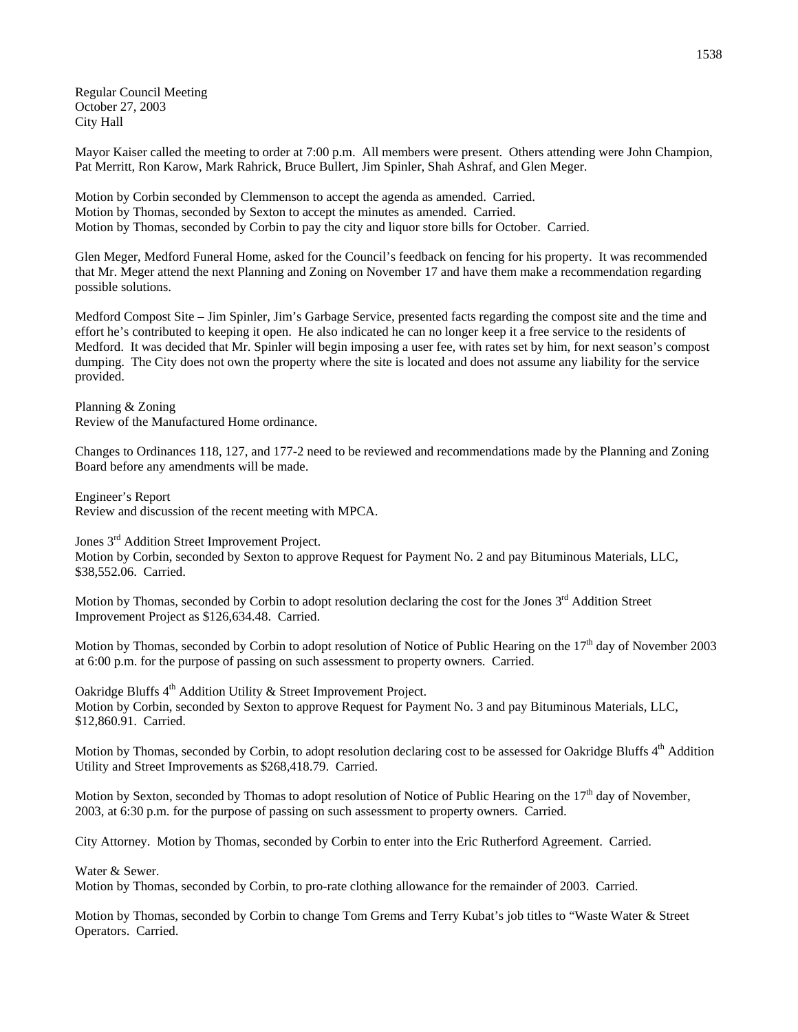Regular Council Meeting
October 27, 2003
City Hall

Mayor Kaiser called the meeting to order at 7:00 p.m. All members were present. Others attending were John Champion, Pat Merritt, Ron Karow, Mark Rahrick, Bruce Bullert, Jim Spinler, Shah Ashraf, and Glen Meger.

Motion by Corbin seconded by Clemmenson to accept the agenda as amended. Carried.
Motion by Thomas, seconded by Sexton to accept the minutes as amended. Carried.
Motion by Thomas, seconded by Corbin to pay the city and liquor store bills for October. Carried.

Glen Meger, Medford Funeral Home, asked for the Council's feedback on fencing for his property. It was recommended that Mr. Meger attend the next Planning and Zoning on November 17 and have them make a recommendation regarding possible solutions.

Medford Compost Site – Jim Spinler, Jim's Garbage Service, presented facts regarding the compost site and the time and effort he's contributed to keeping it open. He also indicated he can no longer keep it a free service to the residents of Medford. It was decided that Mr. Spinler will begin imposing a user fee, with rates set by him, for next season's compost dumping. The City does not own the property where the site is located and does not assume any liability for the service provided.

Planning & Zoning
Review of the Manufactured Home ordinance.

Changes to Ordinances 118, 127, and 177-2 need to be reviewed and recommendations made by the Planning and Zoning Board before any amendments will be made.

Engineer's Report
Review and discussion of the recent meeting with MPCA.

Jones 3rd Addition Street Improvement Project.
Motion by Corbin, seconded by Sexton to approve Request for Payment No. 2 and pay Bituminous Materials, LLC, $38,552.06. Carried.

Motion by Thomas, seconded by Corbin to adopt resolution declaring the cost for the Jones 3rd Addition Street Improvement Project as $126,634.48. Carried.

Motion by Thomas, seconded by Corbin to adopt resolution of Notice of Public Hearing on the 17th day of November 2003 at 6:00 p.m. for the purpose of passing on such assessment to property owners. Carried.

Oakridge Bluffs 4th Addition Utility & Street Improvement Project.
Motion by Corbin, seconded by Sexton to approve Request for Payment No. 3 and pay Bituminous Materials, LLC, $12,860.91. Carried.

Motion by Thomas, seconded by Corbin, to adopt resolution declaring cost to be assessed for Oakridge Bluffs 4th Addition Utility and Street Improvements as $268,418.79. Carried.

Motion by Sexton, seconded by Thomas to adopt resolution of Notice of Public Hearing on the 17th day of November, 2003, at 6:30 p.m. for the purpose of passing on such assessment to property owners. Carried.

City Attorney. Motion by Thomas, seconded by Corbin to enter into the Eric Rutherford Agreement. Carried.

Water & Sewer.
Motion by Thomas, seconded by Corbin, to pro-rate clothing allowance for the remainder of 2003. Carried.

Motion by Thomas, seconded by Corbin to change Tom Grems and Terry Kubat's job titles to "Waste Water & Street Operators. Carried.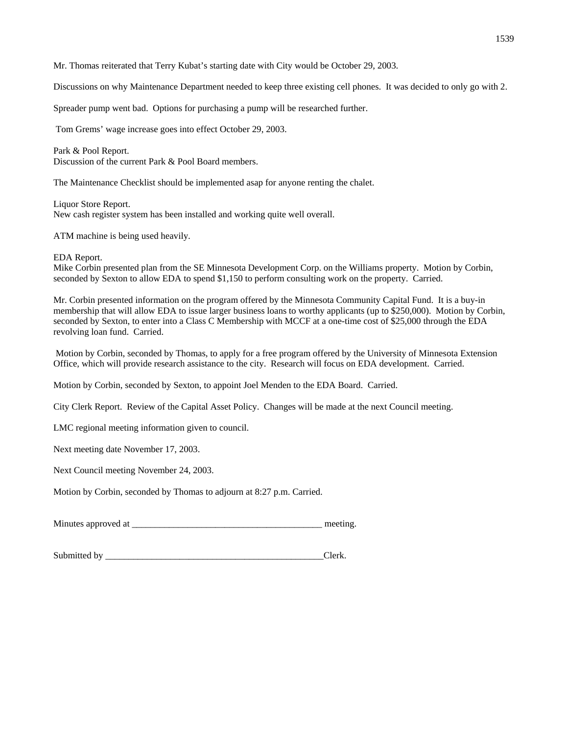Mr. Thomas reiterated that Terry Kubat's starting date with City would be October 29, 2003.

Discussions on why Maintenance Department needed to keep three existing cell phones. It was decided to only go with 2.

Spreader pump went bad. Options for purchasing a pump will be researched further.

Tom Grems' wage increase goes into effect October 29, 2003.

Park & Pool Report.
Discussion of the current Park & Pool Board members.

The Maintenance Checklist should be implemented asap for anyone renting the chalet.

Liquor Store Report.
New cash register system has been installed and working quite well overall.

ATM machine is being used heavily.

EDA Report.
Mike Corbin presented plan from the SE Minnesota Development Corp. on the Williams property. Motion by Corbin, seconded by Sexton to allow EDA to spend $1,150 to perform consulting work on the property. Carried.

Mr. Corbin presented information on the program offered by the Minnesota Community Capital Fund. It is a buy-in membership that will allow EDA to issue larger business loans to worthy applicants (up to $250,000). Motion by Corbin, seconded by Sexton, to enter into a Class C Membership with MCCF at a one-time cost of $25,000 through the EDA revolving loan fund. Carried.

Motion by Corbin, seconded by Thomas, to apply for a free program offered by the University of Minnesota Extension Office, which will provide research assistance to the city. Research will focus on EDA development. Carried.

Motion by Corbin, seconded by Sexton, to appoint Joel Menden to the EDA Board. Carried.

City Clerk Report. Review of the Capital Asset Policy. Changes will be made at the next Council meeting.

LMC regional meeting information given to council.

Next meeting date November 17, 2003.

Next Council meeting November 24, 2003.

Motion by Corbin, seconded by Thomas to adjourn at 8:27 p.m. Carried.

Minutes approved at __________________________________________ meeting.

Submitted by _________________________________________________Clerk.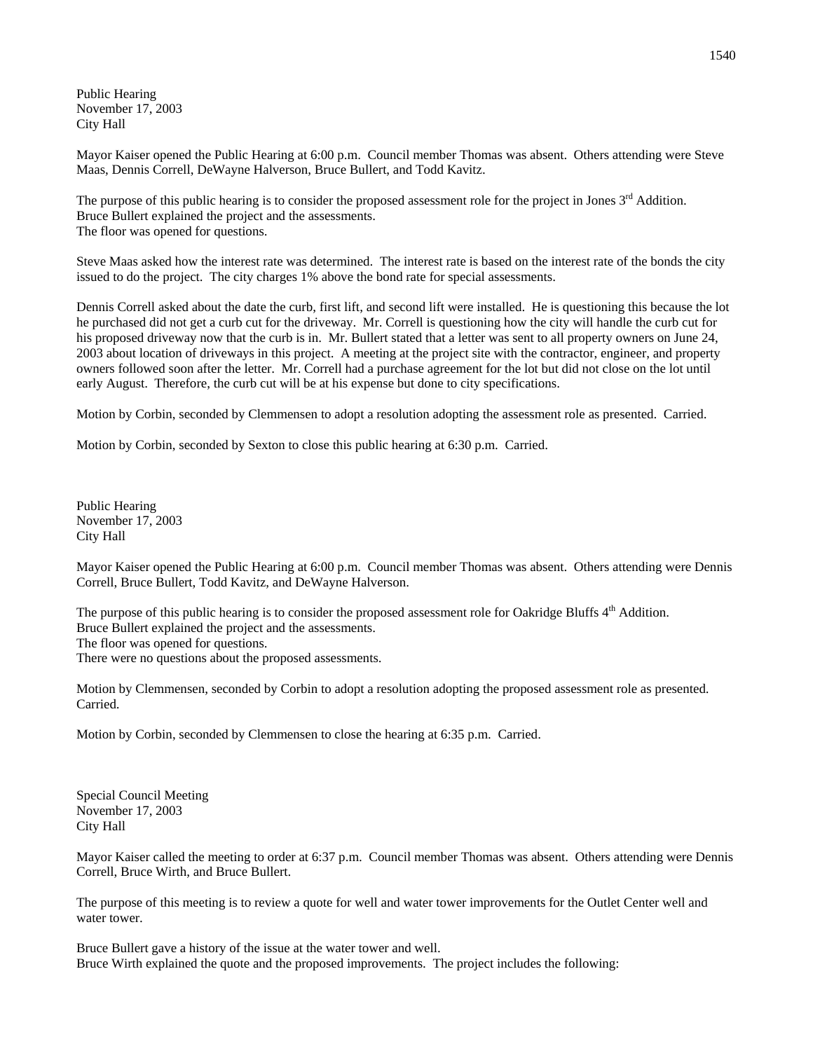Public Hearing
November 17, 2003
City Hall

Mayor Kaiser opened the Public Hearing at 6:00 p.m. Council member Thomas was absent. Others attending were Steve Maas, Dennis Correll, DeWayne Halverson, Bruce Bullert, and Todd Kavitz.

The purpose of this public hearing is to consider the proposed assessment role for the project in Jones 3rd Addition.
Bruce Bullert explained the project and the assessments.
The floor was opened for questions.

Steve Maas asked how the interest rate was determined. The interest rate is based on the interest rate of the bonds the city issued to do the project. The city charges 1% above the bond rate for special assessments.

Dennis Correll asked about the date the curb, first lift, and second lift were installed. He is questioning this because the lot he purchased did not get a curb cut for the driveway. Mr. Correll is questioning how the city will handle the curb cut for his proposed driveway now that the curb is in. Mr. Bullert stated that a letter was sent to all property owners on June 24, 2003 about location of driveways in this project. A meeting at the project site with the contractor, engineer, and property owners followed soon after the letter. Mr. Correll had a purchase agreement for the lot but did not close on the lot until early August. Therefore, the curb cut will be at his expense but done to city specifications.

Motion by Corbin, seconded by Clemmensen to adopt a resolution adopting the assessment role as presented. Carried.

Motion by Corbin, seconded by Sexton to close this public hearing at 6:30 p.m. Carried.

Public Hearing
November 17, 2003
City Hall

Mayor Kaiser opened the Public Hearing at 6:00 p.m. Council member Thomas was absent. Others attending were Dennis Correll, Bruce Bullert, Todd Kavitz, and DeWayne Halverson.

The purpose of this public hearing is to consider the proposed assessment role for Oakridge Bluffs 4th Addition.
Bruce Bullert explained the project and the assessments.
The floor was opened for questions.
There were no questions about the proposed assessments.

Motion by Clemmensen, seconded by Corbin to adopt a resolution adopting the proposed assessment role as presented. Carried.

Motion by Corbin, seconded by Clemmensen to close the hearing at 6:35 p.m. Carried.

Special Council Meeting
November 17, 2003
City Hall

Mayor Kaiser called the meeting to order at 6:37 p.m. Council member Thomas was absent. Others attending were Dennis Correll, Bruce Wirth, and Bruce Bullert.

The purpose of this meeting is to review a quote for well and water tower improvements for the Outlet Center well and water tower.

Bruce Bullert gave a history of the issue at the water tower and well.
Bruce Wirth explained the quote and the proposed improvements. The project includes the following: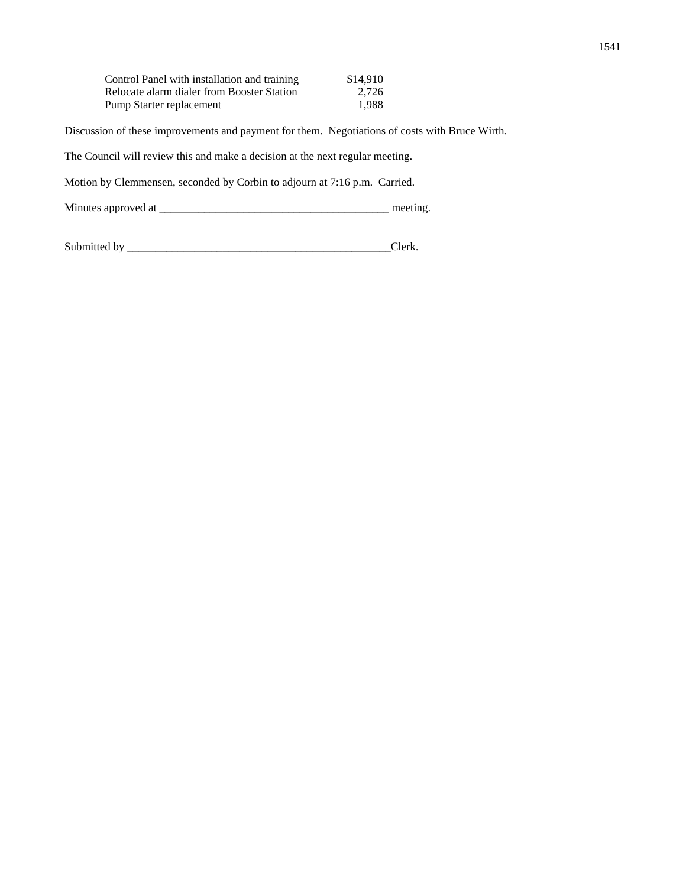| | |
|---|---|
| Control Panel with installation and training | $14,910 |
| Relocate alarm dialer from Booster Station | 2,726 |
| Pump Starter replacement | 1,988 |

Discussion of these improvements and payment for them. Negotiations of costs with Bruce Wirth.

The Council will review this and make a decision at the next regular meeting.

Motion by Clemmensen, seconded by Corbin to adjourn at 7:16 p.m. Carried.

Minutes approved at _________________________________________ meeting.

Submitted by _______________________________________________Clerk.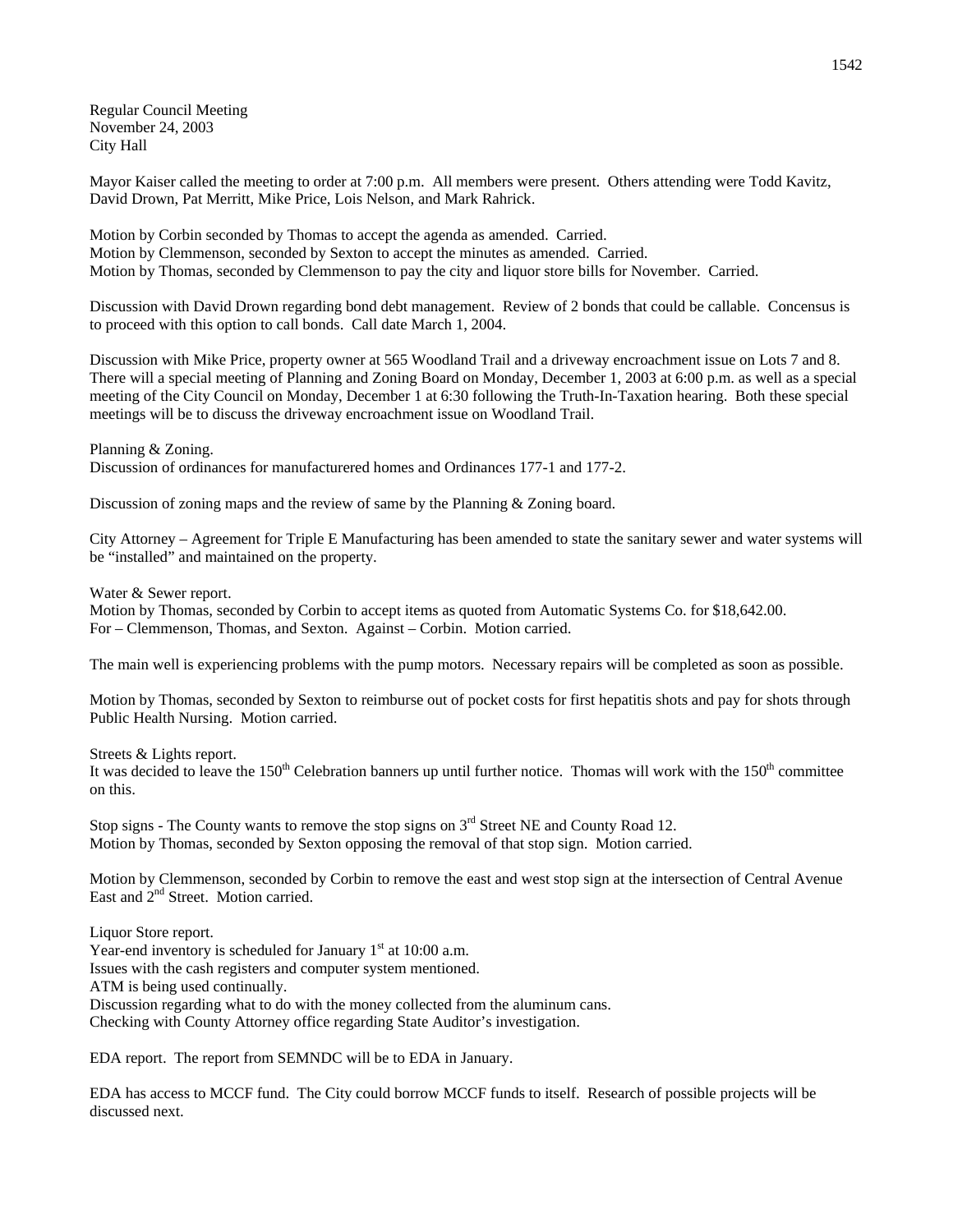Regular Council Meeting
November 24, 2003
City Hall

Mayor Kaiser called the meeting to order at 7:00 p.m. All members were present. Others attending were Todd Kavitz, David Drown, Pat Merritt, Mike Price, Lois Nelson, and Mark Rahrick.

Motion by Corbin seconded by Thomas to accept the agenda as amended. Carried.
Motion by Clemmenson, seconded by Sexton to accept the minutes as amended. Carried.
Motion by Thomas, seconded by Clemmenson to pay the city and liquor store bills for November. Carried.

Discussion with David Drown regarding bond debt management. Review of 2 bonds that could be callable. Concensus is to proceed with this option to call bonds. Call date March 1, 2004.

Discussion with Mike Price, property owner at 565 Woodland Trail and a driveway encroachment issue on Lots 7 and 8. There will a special meeting of Planning and Zoning Board on Monday, December 1, 2003 at 6:00 p.m. as well as a special meeting of the City Council on Monday, December 1 at 6:30 following the Truth-In-Taxation hearing. Both these special meetings will be to discuss the driveway encroachment issue on Woodland Trail.

Planning & Zoning.
Discussion of ordinances for manufacturered homes and Ordinances 177-1 and 177-2.

Discussion of zoning maps and the review of same by the Planning & Zoning board.

City Attorney – Agreement for Triple E Manufacturing has been amended to state the sanitary sewer and water systems will be "installed" and maintained on the property.

Water & Sewer report.
Motion by Thomas, seconded by Corbin to accept items as quoted from Automatic Systems Co. for $18,642.00. For – Clemmenson, Thomas, and Sexton. Against – Corbin. Motion carried.

The main well is experiencing problems with the pump motors. Necessary repairs will be completed as soon as possible.

Motion by Thomas, seconded by Sexton to reimburse out of pocket costs for first hepatitis shots and pay for shots through Public Health Nursing. Motion carried.

Streets & Lights report.
It was decided to leave the 150th Celebration banners up until further notice. Thomas will work with the 150th committee on this.

Stop signs - The County wants to remove the stop signs on 3rd Street NE and County Road 12.
Motion by Thomas, seconded by Sexton opposing the removal of that stop sign. Motion carried.

Motion by Clemmenson, seconded by Corbin to remove the east and west stop sign at the intersection of Central Avenue East and 2nd Street. Motion carried.

Liquor Store report.
Year-end inventory is scheduled for January 1st at 10:00 a.m.
Issues with the cash registers and computer system mentioned.
ATM is being used continually.
Discussion regarding what to do with the money collected from the aluminum cans.
Checking with County Attorney office regarding State Auditor's investigation.

EDA report. The report from SEMNDC will be to EDA in January.

EDA has access to MCCF fund. The City could borrow MCCF funds to itself. Research of possible projects will be discussed next.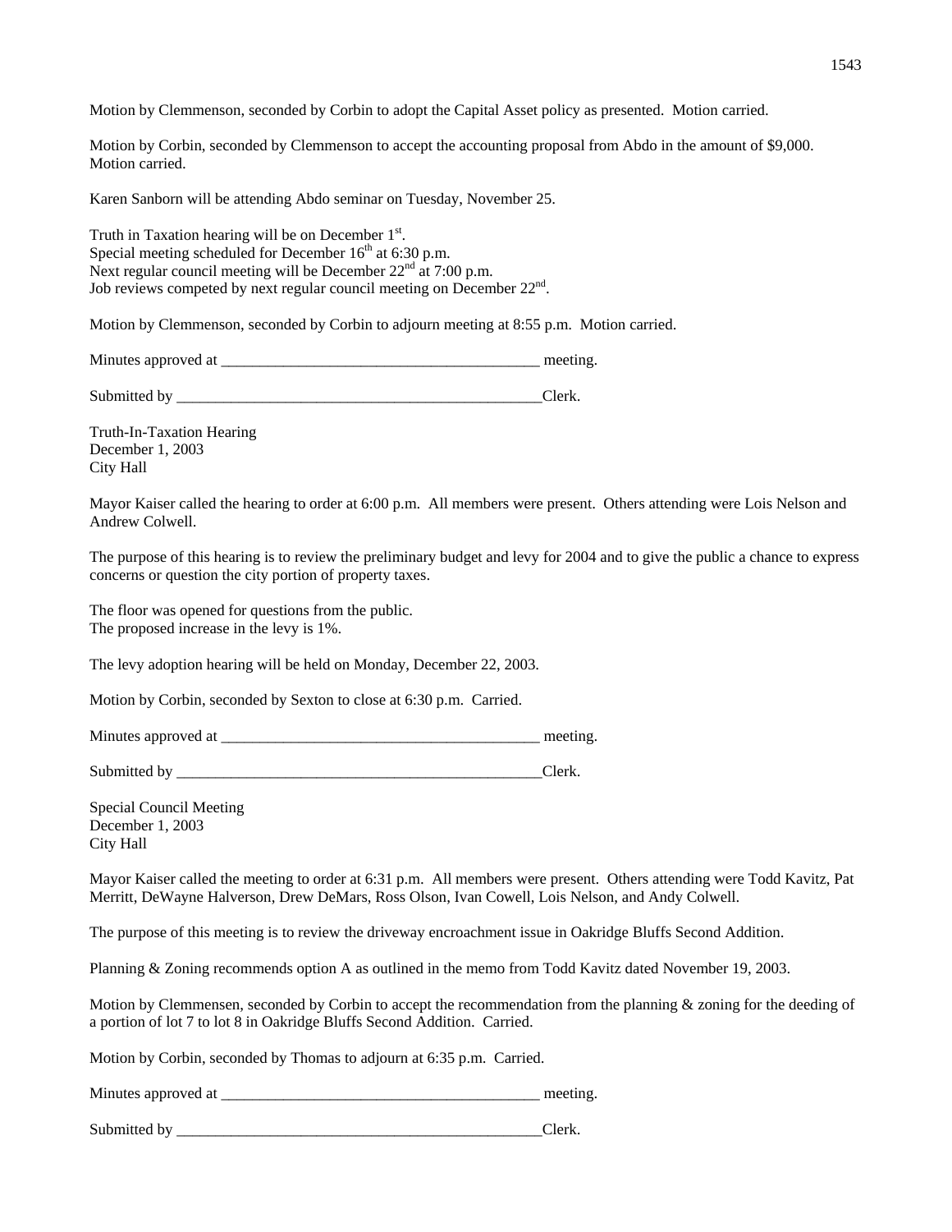Motion by Clemmenson, seconded by Corbin to adopt the Capital Asset policy as presented. Motion carried.

Motion by Corbin, seconded by Clemmenson to accept the accounting proposal from Abdo in the amount of $9,000. Motion carried.

Karen Sanborn will be attending Abdo seminar on Tuesday, November 25.

Truth in Taxation hearing will be on December 1st.
Special meeting scheduled for December 16th at 6:30 p.m.
Next regular council meeting will be December 22nd at 7:00 p.m.
Job reviews competed by next regular council meeting on December 22nd.

Motion by Clemmenson, seconded by Corbin to adjourn meeting at 8:55 p.m. Motion carried.

Minutes approved at ________________________________________ meeting.

Submitted by ______________________________________________Clerk.

Truth-In-Taxation Hearing
December 1, 2003
City Hall

Mayor Kaiser called the hearing to order at 6:00 p.m. All members were present. Others attending were Lois Nelson and Andrew Colwell.

The purpose of this hearing is to review the preliminary budget and levy for 2004 and to give the public a chance to express concerns or question the city portion of property taxes.

The floor was opened for questions from the public.
The proposed increase in the levy is 1%.

The levy adoption hearing will be held on Monday, December 22, 2003.

Motion by Corbin, seconded by Sexton to close at 6:30 p.m. Carried.

Minutes approved at ________________________________________ meeting.

Submitted by ______________________________________________Clerk.

Special Council Meeting
December 1, 2003
City Hall

Mayor Kaiser called the meeting to order at 6:31 p.m. All members were present. Others attending were Todd Kavitz, Pat Merritt, DeWayne Halverson, Drew DeMars, Ross Olson, Ivan Cowell, Lois Nelson, and Andy Colwell.

The purpose of this meeting is to review the driveway encroachment issue in Oakridge Bluffs Second Addition.

Planning & Zoning recommends option A as outlined in the memo from Todd Kavitz dated November 19, 2003.

Motion by Clemmensen, seconded by Corbin to accept the recommendation from the planning & zoning for the deeding of a portion of lot 7 to lot 8 in Oakridge Bluffs Second Addition. Carried.

Motion by Corbin, seconded by Thomas to adjourn at 6:35 p.m. Carried.

Minutes approved at ________________________________________ meeting.

Submitted by ______________________________________________Clerk.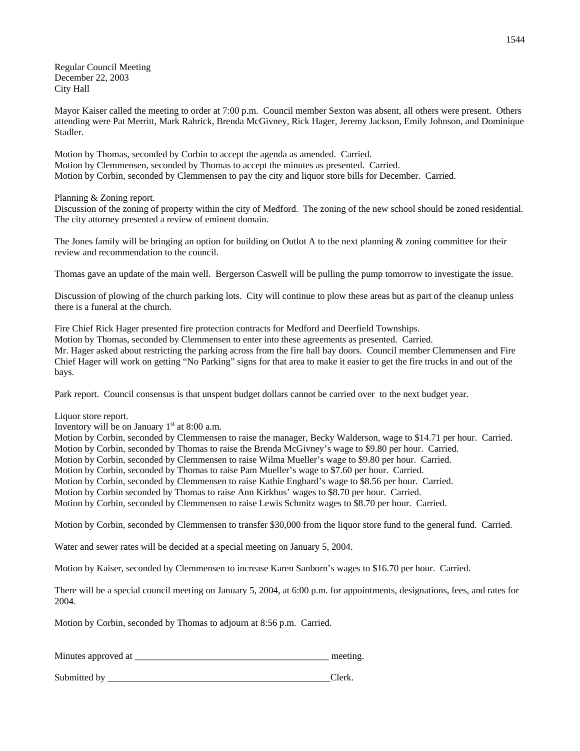Regular Council Meeting
December 22, 2003
City Hall

Mayor Kaiser called the meeting to order at 7:00 p.m. Council member Sexton was absent, all others were present. Others attending were Pat Merritt, Mark Rahrick, Brenda McGivney, Rick Hager, Jeremy Jackson, Emily Johnson, and Dominique Stadler.

Motion by Thomas, seconded by Corbin to accept the agenda as amended. Carried.
Motion by Clemmensen, seconded by Thomas to accept the minutes as presented. Carried.
Motion by Corbin, seconded by Clemmensen to pay the city and liquor store bills for December. Carried.

Planning & Zoning report.
Discussion of the zoning of property within the city of Medford. The zoning of the new school should be zoned residential. The city attorney presented a review of eminent domain.

The Jones family will be bringing an option for building on Outlot A to the next planning & zoning committee for their review and recommendation to the council.

Thomas gave an update of the main well. Bergerson Caswell will be pulling the pump tomorrow to investigate the issue.

Discussion of plowing of the church parking lots. City will continue to plow these areas but as part of the cleanup unless there is a funeral at the church.

Fire Chief Rick Hager presented fire protection contracts for Medford and Deerfield Townships.
Motion by Thomas, seconded by Clemmensen to enter into these agreements as presented. Carried.
Mr. Hager asked about restricting the parking across from the fire hall bay doors. Council member Clemmensen and Fire Chief Hager will work on getting "No Parking" signs for that area to make it easier to get the fire trucks in and out of the bays.

Park report. Council consensus is that unspent budget dollars cannot be carried over to the next budget year.

Liquor store report.
Inventory will be on January 1st at 8:00 a.m.
Motion by Corbin, seconded by Clemmensen to raise the manager, Becky Walderson, wage to $14.71 per hour. Carried.
Motion by Corbin, seconded by Thomas to raise the Brenda McGivney's wage to $9.80 per hour. Carried.
Motion by Corbin, seconded by Clemmensen to raise Wilma Mueller's wage to $9.80 per hour. Carried.
Motion by Corbin, seconded by Thomas to raise Pam Mueller's wage to $7.60 per hour. Carried.
Motion by Corbin, seconded by Clemmensen to raise Kathie Engbard's wage to $8.56 per hour. Carried.
Motion by Corbin seconded by Thomas to raise Ann Kirkhus' wages to $8.70 per hour. Carried.
Motion by Corbin, seconded by Clemmensen to raise Lewis Schmitz wages to $8.70 per hour. Carried.

Motion by Corbin, seconded by Clemmensen to transfer $30,000 from the liquor store fund to the general fund. Carried.

Water and sewer rates will be decided at a special meeting on January 5, 2004.

Motion by Kaiser, seconded by Clemmensen to increase Karen Sanborn's wages to $16.70 per hour. Carried.

There will be a special council meeting on January 5, 2004, at 6:00 p.m. for appointments, designations, fees, and rates for 2004.

Motion by Corbin, seconded by Thomas to adjourn at 8:56 p.m. Carried.

Minutes approved at __________________________________________ meeting.

Submitted by __________________________________________________Clerk.